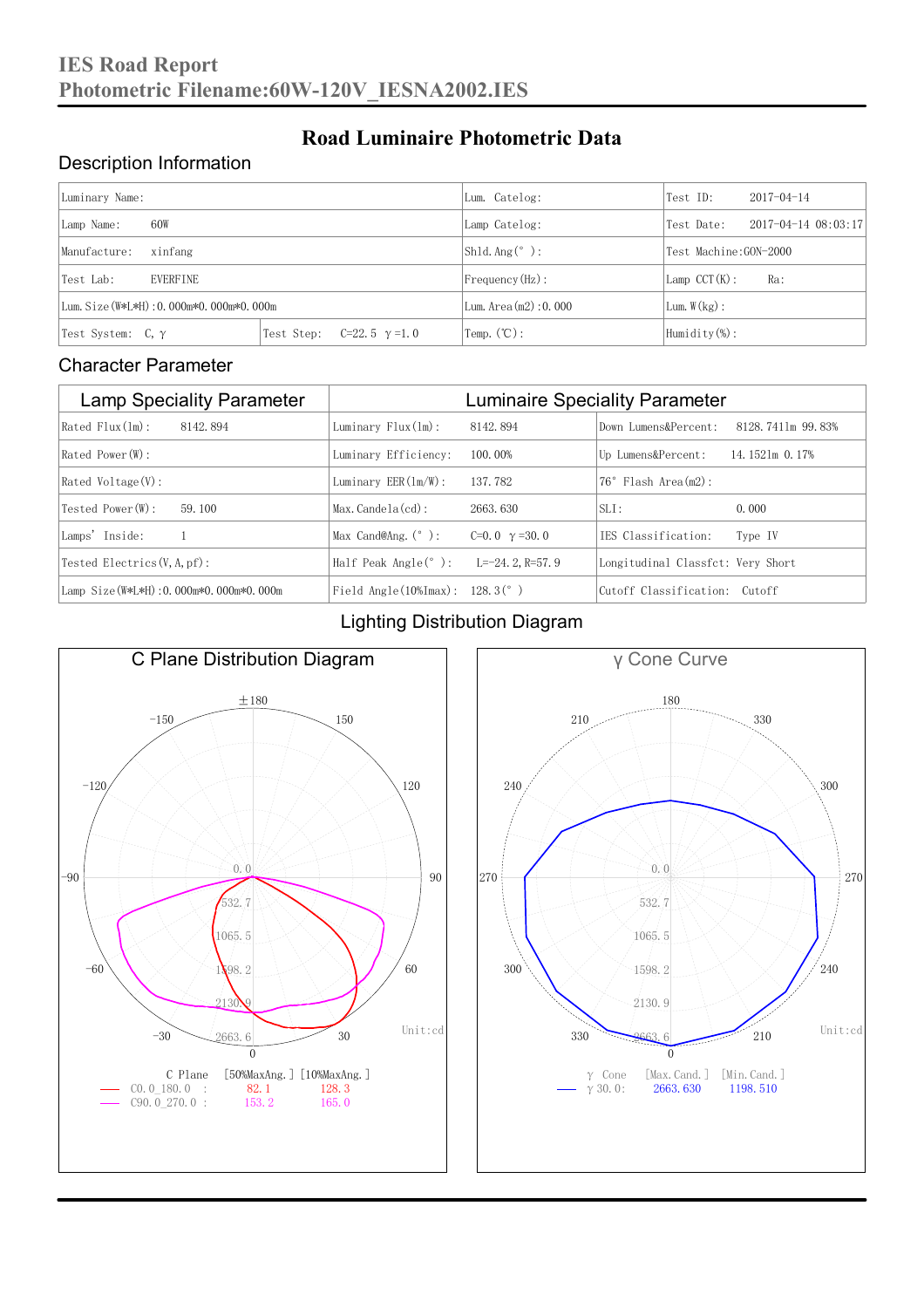# IES Road Report
## Photometric Filename:60W-120V_IESNA2002.IES

## Road Luminaire Photometric Data

### Description Information

| Luminary Name: | | Lum. Catelog: | Test ID: 2017-04-14 |
|---|---|---|---|
| Lamp Name: 60W | | Lamp Catelog: | Test Date: 2017-04-14 08:03:17 |
| Manufacture: xinfang | | Shld.Ang(°): | Test Machine:GON-2000 |
| Test Lab: EVERFINE | | Frequency(Hz): | Lamp CCT(K): Ra: |
| Lum.Size(W*L*H):0.000m*0.000m*0.000m | | Lum.Area(m2):0.000 | Lum.W(kg): |
| Test System: C, γ | Test Step: C=22.5 γ=1.0 | Temp.(℃): | Humidity(%): |

### Character Parameter

| Lamp Speciality Parameter | Luminaire Speciality Parameter | |
|---|---|---|
| Rated Flux(lm): 8142.894 | Luminary Flux(lm): 8142.894 | Down Lumens&Percent: 8128.7411m 99.83% |
| Rated Power(W): | Luminary Efficiency: 100.00% | Up Lumens&Percent: 14.1521m 0.17% |
| Rated Voltage(V): | Luminary EER(lm/W): 137.782 | 76° Flash Area(m2): |
| Tested Power(W): 59.100 | Max.Candela(cd): 2663.630 | SLI: 0.000 |
| Lamps' Inside: 1 | Max Cand@Ang.(°): C=0.0 γ=30.0 | IES Classification: Type IV |
| Tested Electrics(V,A,pf): | Half Peak Angle(°): L=-24.2,R=57.9 | Longitudinal Classfct: Very Short |
| Lamp Size(W*L*H):0.000m*0.000m*0.000m | Field Angle(10%Imax): 128.3(°) | Cutoff Classification: Cutoff |

### Lighting Distribution Diagram

**C Plane Distribution Diagram**

Unit:cd

| C Plane | [50%MaxAng.] | [10%MaxAng.] |
|---|---|---|
| C0.0_180.0 : | 82.1 | 128.3 |
| C90.0_270.0 : | 153.2 | 165.0 |

**γ Cone Curve**

Unit:cd

| γ Cone | [Max.Cand.] | [Min.Cand.] |
|---|---|---|
| γ 30.0: | 2663.630 | 1198.510 |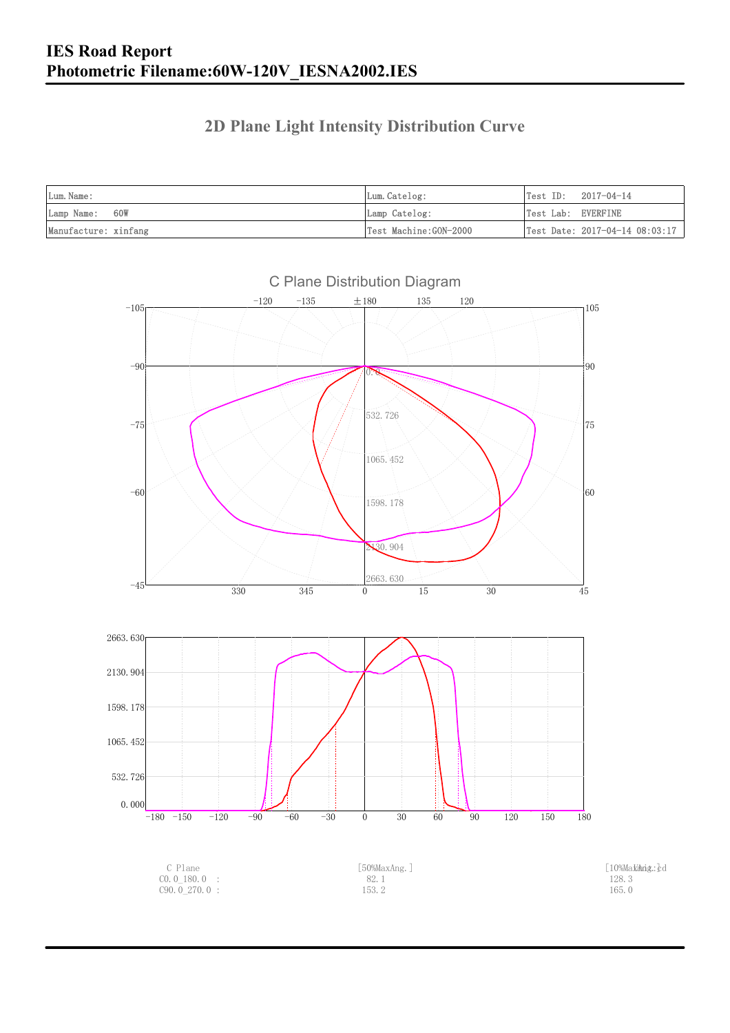# IES Road Report
# Photometric Filename:60W-120V_IESNA2002.IES

## 2D Plane Light Intensity Distribution Curve

| Lum.Name: | Lum.Catelog: | Test ID: 2017-04-14 |
|---|---|---|
| Lamp Name: 60W | Lamp Catelog: | Test Lab: EVERFINE |
| Manufacture: xinfang | Test Machine:GON-2000 | Test Date: 2017-04-14 08:03:17 |

C Plane Distribution Diagram

| C Plane | [50%MaxAng.] | [10%MaxAng.] |
|---|---|---|
| C0.0_180.0 : | 82.1 | 128.3 |
| C90.0_270.0 : | 153.2 | 165.0 |

Unit: cd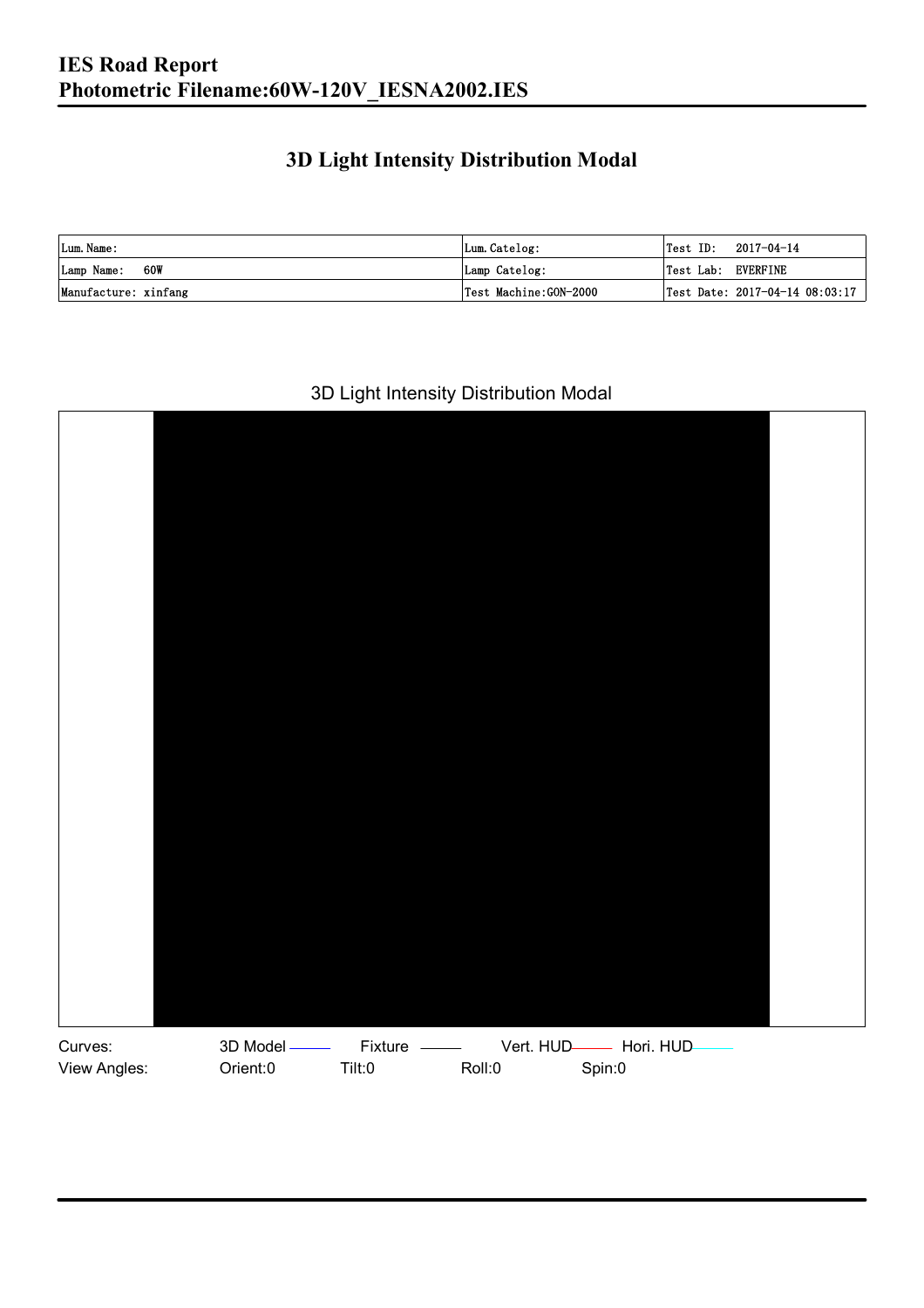# 3D Light Intensity Distribution Modal

| Lum.Name: | Lum.Catelog: | Test ID: 2017-04-14 |
|---|---|---|
| Lamp Name: 60W | Lamp Catelog: | Test Lab: EVERFINE |
| Manufacture: xinfang | Test Machine:GON-2000 | Test Date: 2017-04-14 08:03:17 |

3D Light Intensity Distribution Modal

Curves: 3D Model Fixture Vert. HUD Hori. HUD

View Angles: Orient:0 Tilt:0 Roll:0 Spin:0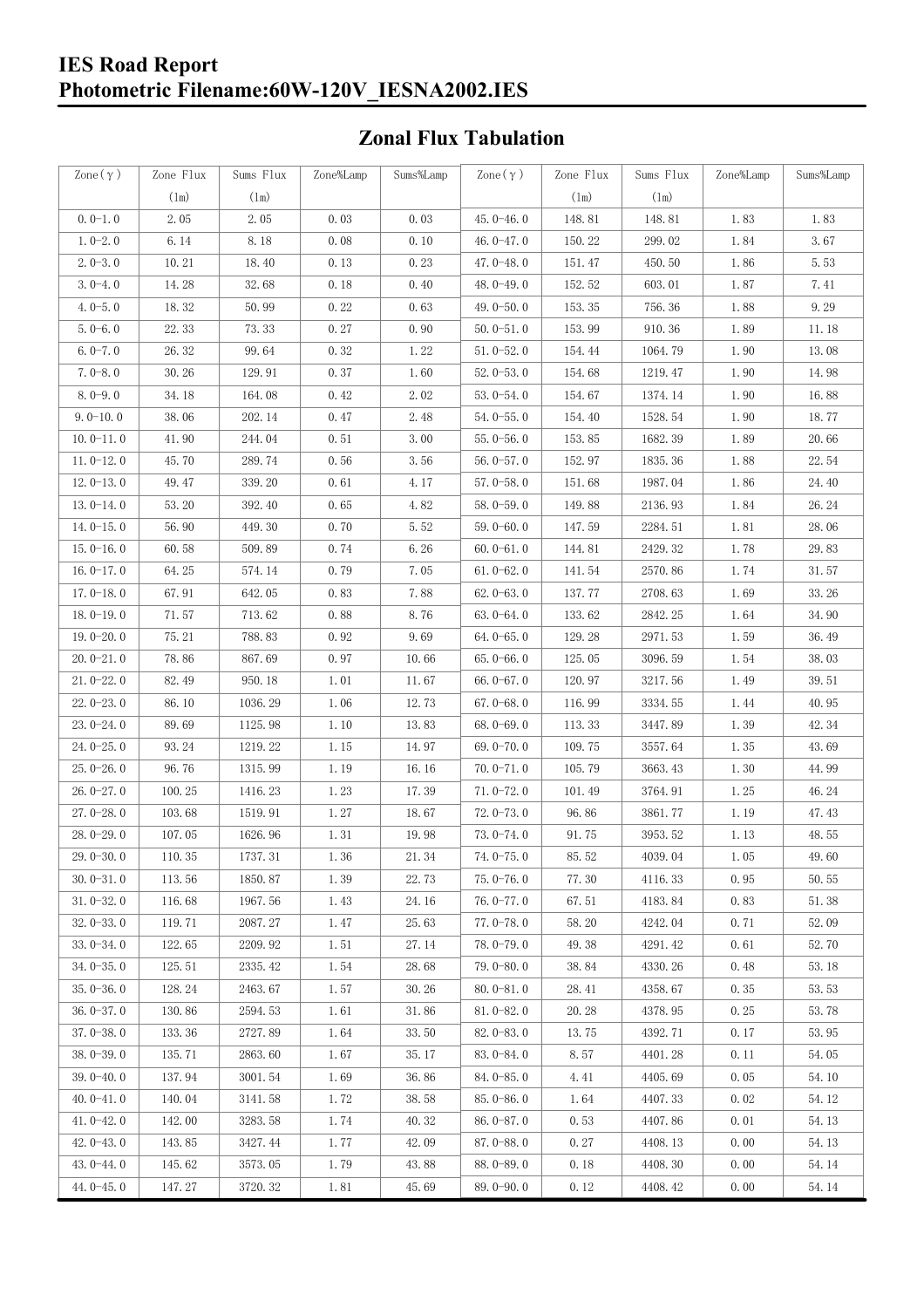# IES Road Report
## Photometric Filename:60W-120V_IESNA2002.IES

### Zonal Flux Tabulation

| Zone(γ) | Zone Flux (lm) | Sums Flux (lm) | Zone%Lamp | Sums%Lamp | Zone(γ) | Zone Flux (lm) | Sums Flux (lm) | Zone%Lamp | Sums%Lamp |
|---|---|---|---|---|---|---|---|---|---|
| 0.0-1.0 | 2.05 | 2.05 | 0.03 | 0.03 | 45.0-46.0 | 148.81 | 148.81 | 1.83 | 1.83 |
| 1.0-2.0 | 6.14 | 8.18 | 0.08 | 0.10 | 46.0-47.0 | 150.22 | 299.02 | 1.84 | 3.67 |
| 2.0-3.0 | 10.21 | 18.40 | 0.13 | 0.23 | 47.0-48.0 | 151.47 | 450.50 | 1.86 | 5.53 |
| 3.0-4.0 | 14.28 | 32.68 | 0.18 | 0.40 | 48.0-49.0 | 152.52 | 603.01 | 1.87 | 7.41 |
| 4.0-5.0 | 18.32 | 50.99 | 0.22 | 0.63 | 49.0-50.0 | 153.35 | 756.36 | 1.88 | 9.29 |
| 5.0-6.0 | 22.33 | 73.33 | 0.27 | 0.90 | 50.0-51.0 | 153.99 | 910.36 | 1.89 | 11.18 |
| 6.0-7.0 | 26.32 | 99.64 | 0.32 | 1.22 | 51.0-52.0 | 154.44 | 1064.79 | 1.90 | 13.08 |
| 7.0-8.0 | 30.26 | 129.91 | 0.37 | 1.60 | 52.0-53.0 | 154.68 | 1219.47 | 1.90 | 14.98 |
| 8.0-9.0 | 34.18 | 164.08 | 0.42 | 2.02 | 53.0-54.0 | 154.67 | 1374.14 | 1.90 | 16.88 |
| 9.0-10.0 | 38.06 | 202.14 | 0.47 | 2.48 | 54.0-55.0 | 154.40 | 1528.54 | 1.90 | 18.77 |
| 10.0-11.0 | 41.90 | 244.04 | 0.51 | 3.00 | 55.0-56.0 | 153.85 | 1682.39 | 1.89 | 20.66 |
| 11.0-12.0 | 45.70 | 289.74 | 0.56 | 3.56 | 56.0-57.0 | 152.97 | 1835.36 | 1.88 | 22.54 |
| 12.0-13.0 | 49.47 | 339.20 | 0.61 | 4.17 | 57.0-58.0 | 151.68 | 1987.04 | 1.86 | 24.40 |
| 13.0-14.0 | 53.20 | 392.40 | 0.65 | 4.82 | 58.0-59.0 | 149.88 | 2136.93 | 1.84 | 26.24 |
| 14.0-15.0 | 56.90 | 449.30 | 0.70 | 5.52 | 59.0-60.0 | 147.59 | 2284.51 | 1.81 | 28.06 |
| 15.0-16.0 | 60.58 | 509.89 | 0.74 | 6.26 | 60.0-61.0 | 144.81 | 2429.32 | 1.78 | 29.83 |
| 16.0-17.0 | 64.25 | 574.14 | 0.79 | 7.05 | 61.0-62.0 | 141.54 | 2570.86 | 1.74 | 31.57 |
| 17.0-18.0 | 67.91 | 642.05 | 0.83 | 7.88 | 62.0-63.0 | 137.77 | 2708.63 | 1.69 | 33.26 |
| 18.0-19.0 | 71.57 | 713.62 | 0.88 | 8.76 | 63.0-64.0 | 133.62 | 2842.25 | 1.64 | 34.90 |
| 19.0-20.0 | 75.21 | 788.83 | 0.92 | 9.69 | 64.0-65.0 | 129.28 | 2971.53 | 1.59 | 36.49 |
| 20.0-21.0 | 78.86 | 867.69 | 0.97 | 10.66 | 65.0-66.0 | 125.05 | 3096.59 | 1.54 | 38.03 |
| 21.0-22.0 | 82.49 | 950.18 | 1.01 | 11.67 | 66.0-67.0 | 120.97 | 3217.56 | 1.49 | 39.51 |
| 22.0-23.0 | 86.10 | 1036.29 | 1.06 | 12.73 | 67.0-68.0 | 116.99 | 3334.55 | 1.44 | 40.95 |
| 23.0-24.0 | 89.69 | 1125.98 | 1.10 | 13.83 | 68.0-69.0 | 113.33 | 3447.89 | 1.39 | 42.34 |
| 24.0-25.0 | 93.24 | 1219.22 | 1.15 | 14.97 | 69.0-70.0 | 109.75 | 3557.64 | 1.35 | 43.69 |
| 25.0-26.0 | 96.76 | 1315.99 | 1.19 | 16.16 | 70.0-71.0 | 105.79 | 3663.43 | 1.30 | 44.99 |
| 26.0-27.0 | 100.25 | 1416.23 | 1.23 | 17.39 | 71.0-72.0 | 101.49 | 3764.91 | 1.25 | 46.24 |
| 27.0-28.0 | 103.68 | 1519.91 | 1.27 | 18.67 | 72.0-73.0 | 96.86 | 3861.77 | 1.19 | 47.43 |
| 28.0-29.0 | 107.05 | 1626.96 | 1.31 | 19.98 | 73.0-74.0 | 91.75 | 3953.52 | 1.13 | 48.55 |
| 29.0-30.0 | 110.35 | 1737.31 | 1.36 | 21.34 | 74.0-75.0 | 85.52 | 4039.04 | 1.05 | 49.60 |
| 30.0-31.0 | 113.56 | 1850.87 | 1.39 | 22.73 | 75.0-76.0 | 77.30 | 4116.33 | 0.95 | 50.55 |
| 31.0-32.0 | 116.68 | 1967.56 | 1.43 | 24.16 | 76.0-77.0 | 67.51 | 4183.84 | 0.83 | 51.38 |
| 32.0-33.0 | 119.71 | 2087.27 | 1.47 | 25.63 | 77.0-78.0 | 58.20 | 4242.04 | 0.71 | 52.09 |
| 33.0-34.0 | 122.65 | 2209.92 | 1.51 | 27.14 | 78.0-79.0 | 49.38 | 4291.42 | 0.61 | 52.70 |
| 34.0-35.0 | 125.51 | 2335.42 | 1.54 | 28.68 | 79.0-80.0 | 38.84 | 4330.26 | 0.48 | 53.18 |
| 35.0-36.0 | 128.24 | 2463.67 | 1.57 | 30.26 | 80.0-81.0 | 28.41 | 4358.67 | 0.35 | 53.53 |
| 36.0-37.0 | 130.86 | 2594.53 | 1.61 | 31.86 | 81.0-82.0 | 20.28 | 4378.95 | 0.25 | 53.78 |
| 37.0-38.0 | 133.36 | 2727.89 | 1.64 | 33.50 | 82.0-83.0 | 13.75 | 4392.71 | 0.17 | 53.95 |
| 38.0-39.0 | 135.71 | 2863.60 | 1.67 | 35.17 | 83.0-84.0 | 8.57 | 4401.28 | 0.11 | 54.05 |
| 39.0-40.0 | 137.94 | 3001.54 | 1.69 | 36.86 | 84.0-85.0 | 4.41 | 4405.69 | 0.05 | 54.10 |
| 40.0-41.0 | 140.04 | 3141.58 | 1.72 | 38.58 | 85.0-86.0 | 1.64 | 4407.33 | 0.02 | 54.12 |
| 41.0-42.0 | 142.00 | 3283.58 | 1.74 | 40.32 | 86.0-87.0 | 0.53 | 4407.86 | 0.01 | 54.13 |
| 42.0-43.0 | 143.85 | 3427.44 | 1.77 | 42.09 | 87.0-88.0 | 0.27 | 4408.13 | 0.00 | 54.13 |
| 43.0-44.0 | 145.62 | 3573.05 | 1.79 | 43.88 | 88.0-89.0 | 0.18 | 4408.30 | 0.00 | 54.14 |
| 44.0-45.0 | 147.27 | 3720.32 | 1.81 | 45.69 | 89.0-90.0 | 0.12 | 4408.42 | 0.00 | 54.14 |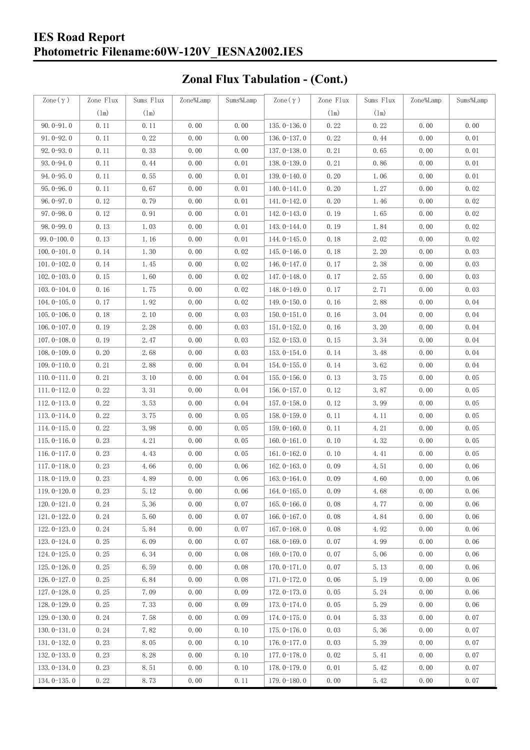# IES Road Report
# Photometric Filename:60W-120V_IESNA2002.IES

## Zonal Flux Tabulation - (Cont.)

| Zone(γ) | Zone Flux (lm) | Sums Flux (lm) | Zone%Lamp | Sums%Lamp | Zone(γ) | Zone Flux (lm) | Sums Flux (lm) | Zone%Lamp | Sums%Lamp |
|---|---|---|---|---|---|---|---|---|---|
| 90.0-91.0 | 0.11 | 0.11 | 0.00 | 0.00 | 135.0-136.0 | 0.22 | 0.22 | 0.00 | 0.00 |
| 91.0-92.0 | 0.11 | 0.22 | 0.00 | 0.00 | 136.0-137.0 | 0.22 | 0.44 | 0.00 | 0.01 |
| 92.0-93.0 | 0.11 | 0.33 | 0.00 | 0.00 | 137.0-138.0 | 0.21 | 0.65 | 0.00 | 0.01 |
| 93.0-94.0 | 0.11 | 0.44 | 0.00 | 0.01 | 138.0-139.0 | 0.21 | 0.86 | 0.00 | 0.01 |
| 94.0-95.0 | 0.11 | 0.55 | 0.00 | 0.01 | 139.0-140.0 | 0.20 | 1.06 | 0.00 | 0.01 |
| 95.0-96.0 | 0.11 | 0.67 | 0.00 | 0.01 | 140.0-141.0 | 0.20 | 1.27 | 0.00 | 0.02 |
| 96.0-97.0 | 0.12 | 0.79 | 0.00 | 0.01 | 141.0-142.0 | 0.20 | 1.46 | 0.00 | 0.02 |
| 97.0-98.0 | 0.12 | 0.91 | 0.00 | 0.01 | 142.0-143.0 | 0.19 | 1.65 | 0.00 | 0.02 |
| 98.0-99.0 | 0.13 | 1.03 | 0.00 | 0.01 | 143.0-144.0 | 0.19 | 1.84 | 0.00 | 0.02 |
| 99.0-100.0 | 0.13 | 1.16 | 0.00 | 0.01 | 144.0-145.0 | 0.18 | 2.02 | 0.00 | 0.02 |
| 100.0-101.0 | 0.14 | 1.30 | 0.00 | 0.02 | 145.0-146.0 | 0.18 | 2.20 | 0.00 | 0.03 |
| 101.0-102.0 | 0.14 | 1.45 | 0.00 | 0.02 | 146.0-147.0 | 0.17 | 2.38 | 0.00 | 0.03 |
| 102.0-103.0 | 0.15 | 1.60 | 0.00 | 0.02 | 147.0-148.0 | 0.17 | 2.55 | 0.00 | 0.03 |
| 103.0-104.0 | 0.16 | 1.75 | 0.00 | 0.02 | 148.0-149.0 | 0.17 | 2.71 | 0.00 | 0.03 |
| 104.0-105.0 | 0.17 | 1.92 | 0.00 | 0.02 | 149.0-150.0 | 0.16 | 2.88 | 0.00 | 0.04 |
| 105.0-106.0 | 0.18 | 2.10 | 0.00 | 0.03 | 150.0-151.0 | 0.16 | 3.04 | 0.00 | 0.04 |
| 106.0-107.0 | 0.19 | 2.28 | 0.00 | 0.03 | 151.0-152.0 | 0.16 | 3.20 | 0.00 | 0.04 |
| 107.0-108.0 | 0.19 | 2.47 | 0.00 | 0.03 | 152.0-153.0 | 0.15 | 3.34 | 0.00 | 0.04 |
| 108.0-109.0 | 0.20 | 2.68 | 0.00 | 0.03 | 153.0-154.0 | 0.14 | 3.48 | 0.00 | 0.04 |
| 109.0-110.0 | 0.21 | 2.88 | 0.00 | 0.04 | 154.0-155.0 | 0.14 | 3.62 | 0.00 | 0.04 |
| 110.0-111.0 | 0.21 | 3.10 | 0.00 | 0.04 | 155.0-156.0 | 0.13 | 3.75 | 0.00 | 0.05 |
| 111.0-112.0 | 0.22 | 3.31 | 0.00 | 0.04 | 156.0-157.0 | 0.12 | 3.87 | 0.00 | 0.05 |
| 112.0-113.0 | 0.22 | 3.53 | 0.00 | 0.04 | 157.0-158.0 | 0.12 | 3.99 | 0.00 | 0.05 |
| 113.0-114.0 | 0.22 | 3.75 | 0.00 | 0.05 | 158.0-159.0 | 0.11 | 4.11 | 0.00 | 0.05 |
| 114.0-115.0 | 0.22 | 3.98 | 0.00 | 0.05 | 159.0-160.0 | 0.11 | 4.21 | 0.00 | 0.05 |
| 115.0-116.0 | 0.23 | 4.21 | 0.00 | 0.05 | 160.0-161.0 | 0.10 | 4.32 | 0.00 | 0.05 |
| 116.0-117.0 | 0.23 | 4.43 | 0.00 | 0.05 | 161.0-162.0 | 0.10 | 4.41 | 0.00 | 0.05 |
| 117.0-118.0 | 0.23 | 4.66 | 0.00 | 0.06 | 162.0-163.0 | 0.09 | 4.51 | 0.00 | 0.06 |
| 118.0-119.0 | 0.23 | 4.89 | 0.00 | 0.06 | 163.0-164.0 | 0.09 | 4.60 | 0.00 | 0.06 |
| 119.0-120.0 | 0.23 | 5.12 | 0.00 | 0.06 | 164.0-165.0 | 0.09 | 4.68 | 0.00 | 0.06 |
| 120.0-121.0 | 0.24 | 5.36 | 0.00 | 0.07 | 165.0-166.0 | 0.08 | 4.77 | 0.00 | 0.06 |
| 121.0-122.0 | 0.24 | 5.60 | 0.00 | 0.07 | 166.0-167.0 | 0.08 | 4.84 | 0.00 | 0.06 |
| 122.0-123.0 | 0.24 | 5.84 | 0.00 | 0.07 | 167.0-168.0 | 0.08 | 4.92 | 0.00 | 0.06 |
| 123.0-124.0 | 0.25 | 6.09 | 0.00 | 0.07 | 168.0-169.0 | 0.07 | 4.99 | 0.00 | 0.06 |
| 124.0-125.0 | 0.25 | 6.34 | 0.00 | 0.08 | 169.0-170.0 | 0.07 | 5.06 | 0.00 | 0.06 |
| 125.0-126.0 | 0.25 | 6.59 | 0.00 | 0.08 | 170.0-171.0 | 0.07 | 5.13 | 0.00 | 0.06 |
| 126.0-127.0 | 0.25 | 6.84 | 0.00 | 0.08 | 171.0-172.0 | 0.06 | 5.19 | 0.00 | 0.06 |
| 127.0-128.0 | 0.25 | 7.09 | 0.00 | 0.09 | 172.0-173.0 | 0.05 | 5.24 | 0.00 | 0.06 |
| 128.0-129.0 | 0.25 | 7.33 | 0.00 | 0.09 | 173.0-174.0 | 0.05 | 5.29 | 0.00 | 0.06 |
| 129.0-130.0 | 0.24 | 7.58 | 0.00 | 0.09 | 174.0-175.0 | 0.04 | 5.33 | 0.00 | 0.07 |
| 130.0-131.0 | 0.24 | 7.82 | 0.00 | 0.10 | 175.0-176.0 | 0.03 | 5.36 | 0.00 | 0.07 |
| 131.0-132.0 | 0.23 | 8.05 | 0.00 | 0.10 | 176.0-177.0 | 0.03 | 5.39 | 0.00 | 0.07 |
| 132.0-133.0 | 0.23 | 8.28 | 0.00 | 0.10 | 177.0-178.0 | 0.02 | 5.41 | 0.00 | 0.07 |
| 133.0-134.0 | 0.23 | 8.51 | 0.00 | 0.10 | 178.0-179.0 | 0.01 | 5.42 | 0.00 | 0.07 |
| 134.0-135.0 | 0.22 | 8.73 | 0.00 | 0.11 | 179.0-180.0 | 0.00 | 5.42 | 0.00 | 0.07 |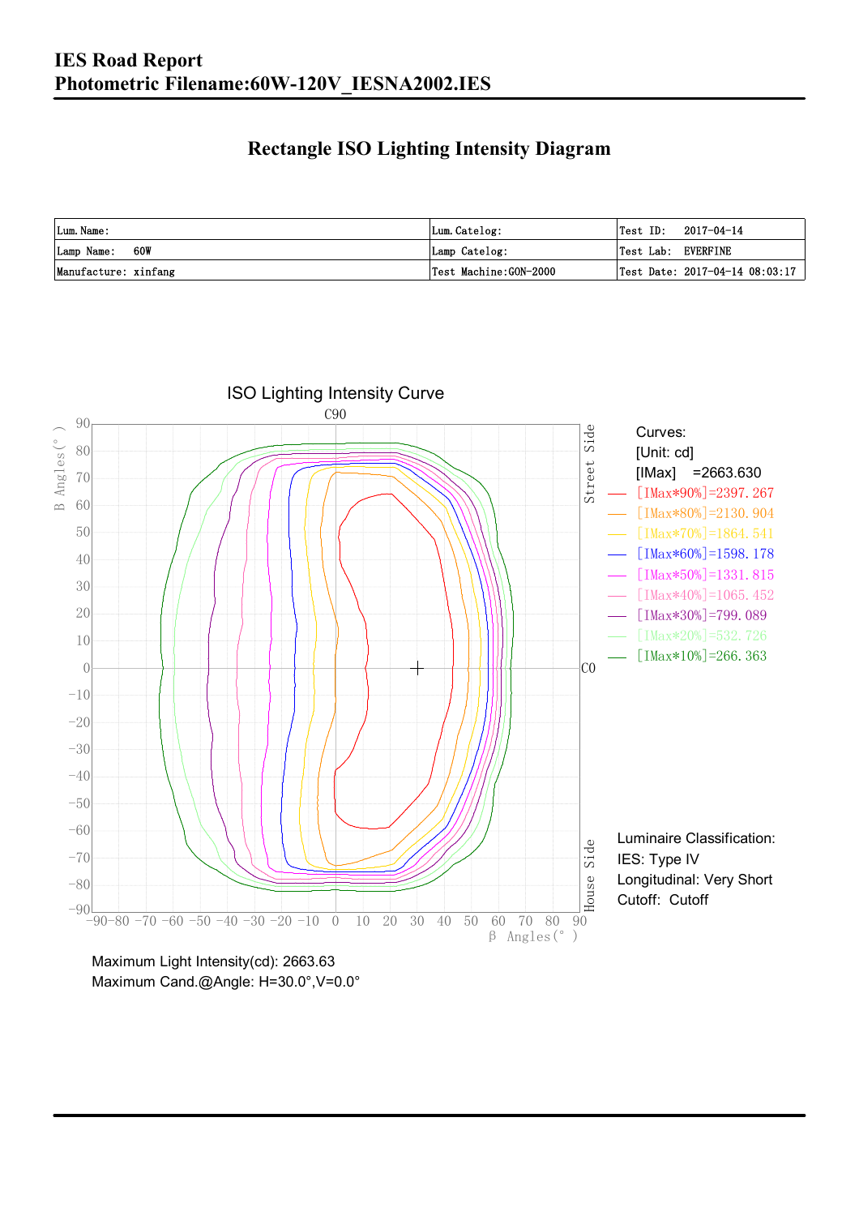# IES Road Report
## Photometric Filename:60W-120V_IESNA2002.IES

## Rectangle ISO Lighting Intensity Diagram

| Lum. Name: | Lum. Catelog: | Test ID: 2017-04-14 |
|---|---|---|
| Lamp Name: 60W | Lamp Catelog: | Test Lab: EVERFINE |
| Manufacture: xinfang | Test Machine:GON-2000 | Test Date: 2017-04-14 08:03:17 |

ISO Lighting Intensity Curve

Curves:
[Unit: cd]
[IMax] =2663.630
[IMax*90%]=2397.267
[IMax*80%]=2130.904
[IMax*70%]=1864.541
[IMax*60%]=1598.178
[IMax*50%]=1331.815
[IMax*40%]=1065.452
[IMax*30%]=799.089
[IMax*20%]=532.726
[IMax*10%]=266.363

Luminaire Classification:
IES: Type IV
Longitudinal: Very Short
Cutoff: Cutoff

Maximum Light Intensity(cd): 2663.63
Maximum Cand.@Angle: H=30.0°,V=0.0°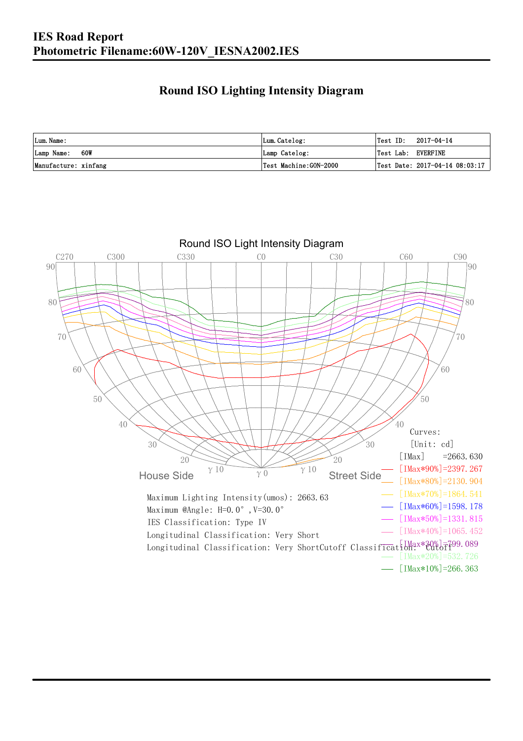# IES Road Report
## Photometric Filename:60W-120V_IESNA2002.IES

## Round ISO Lighting Intensity Diagram

| Lum. Name: | Lum. Catelog: | Test ID: 2017-04-14 |
|---|---|---|
| Lamp Name: 60W | Lamp Catelog: | Test Lab: EVERFINE |
| Manufacture: xinfang | Test Machine:GON-2000 | Test Date: 2017-04-14 08:03:17 |

Round ISO Light Intensity Diagram

Curves:
[Unit: cd]
[IMax] =2663.630
[IMax*90%]=2397.267
[IMax*80%]=2130.904
[IMax*70%]=1864.541
[IMax*60%]=1598.178
[IMax*50%]=1331.815
[IMax*40%]=1065.452
[IMax*30%]=799.089
[IMax*20%]=532.726
[IMax*10%]=266.363

Maximum Lighting Intensity(umos): 2663.63
Maximum @Angle: H=0.0°, V=30.0°
IES Classification: Type IV
Longitudinal Classification: Very Short
Longitudinal Classification: Very ShortCutoff Classification: Cutoff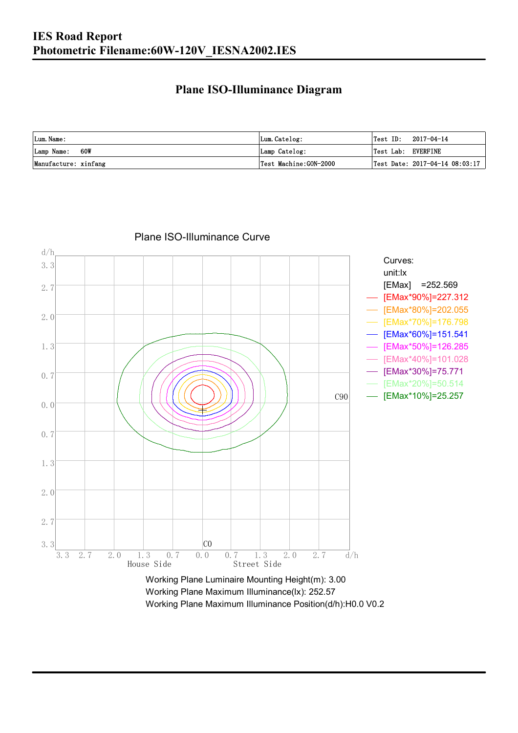**IES Road Report**
**Photometric Filename:60W-120V_IESNA2002.IES**

## Plane ISO-Illuminance Diagram

| Lum. Name: | Lum. Catelog: | Test ID: 2017-04-14 |
|---|---|---|
| Lamp Name: 60W | Lamp Catelog: | Test Lab: EVERFINE |
| Manufacture: xinfang | Test Machine:GON-2000 | Test Date: 2017-04-14 08:03:17 |

Plane ISO-Illuminance Curve

Curves:
unit:lx
[EMax] =252.569
[EMax*90%]=227.312
[EMax*80%]=202.055
[EMax*70%]=176.798
[EMax*60%]=151.541
[EMax*50%]=126.285
[EMax*40%]=101.028
[EMax*30%]=75.771
[EMax*20%]=50.514
[EMax*10%]=25.257

Working Plane Luminaire Mounting Height(m): 3.00
Working Plane Maximum Illuminance(lx): 252.57
Working Plane Maximum Illuminance Position(d/h):H0.0 V0.2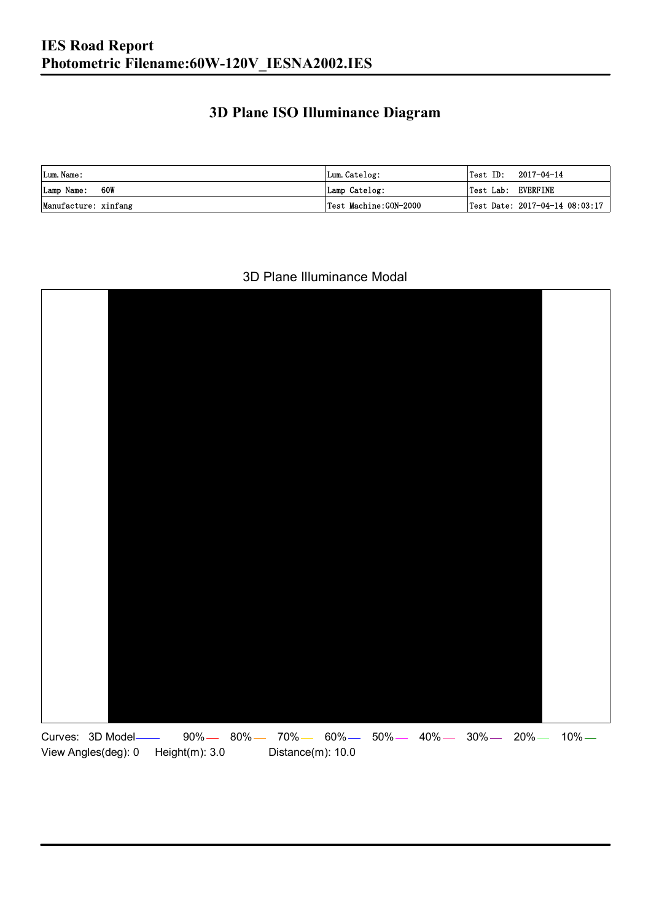# IES Road Report
# Photometric Filename:60W-120V_IESNA2002.IES

## 3D Plane ISO Illuminance Diagram

| Lum. Name: | Lum. Catelog: | Test ID: 2017-04-14 |
|---|---|---|
| Lamp Name: 60W | Lamp Catelog: | Test Lab: EVERFINE |
| Manufacture: xinfang | Test Machine:GON-2000 | Test Date: 2017-04-14 08:03:17 |

3D Plane Illuminance Modal

Curves: 3D Model 90% 80% 70% 60% 50% 40% 30% 20% 10%

View Angles(deg): 0 Height(m): 3.0 Distance(m): 10.0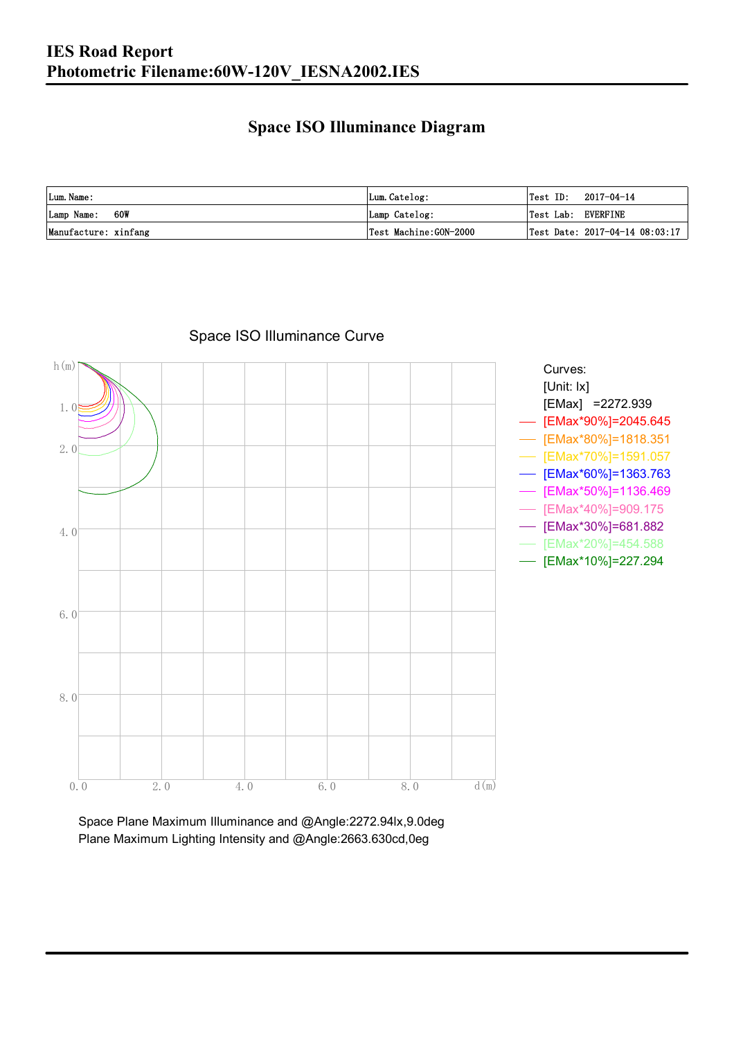# IES Road Report
## Photometric Filename:60W-120V_IESNA2002.IES

## Space ISO Illuminance Diagram

| Lum. Name: | Lum. Catelog: | Test ID: 2017-04-14 |
|---|---|---|
| Lamp Name: 60W | Lamp Catelog: | Test Lab: EVERFINE |
| Manufacture: xinfang | Test Machine:GON-2000 | Test Date: 2017-04-14 08:03:17 |

Space ISO Illuminance Curve

Curves:
[Unit: lx]
[EMax] =2272.939
[EMax*90%]=2045.645
[EMax*80%]=1818.351
[EMax*70%]=1591.057
[EMax*60%]=1363.763
[EMax*50%]=1136.469
[EMax*40%]=909.175
[EMax*30%]=681.882
[EMax*20%]=454.588
[EMax*10%]=227.294

Space Plane Maximum Illuminance and @Angle:2272.94lx,9.0deg
Plane Maximum Lighting Intensity and @Angle:2663.630cd,0eg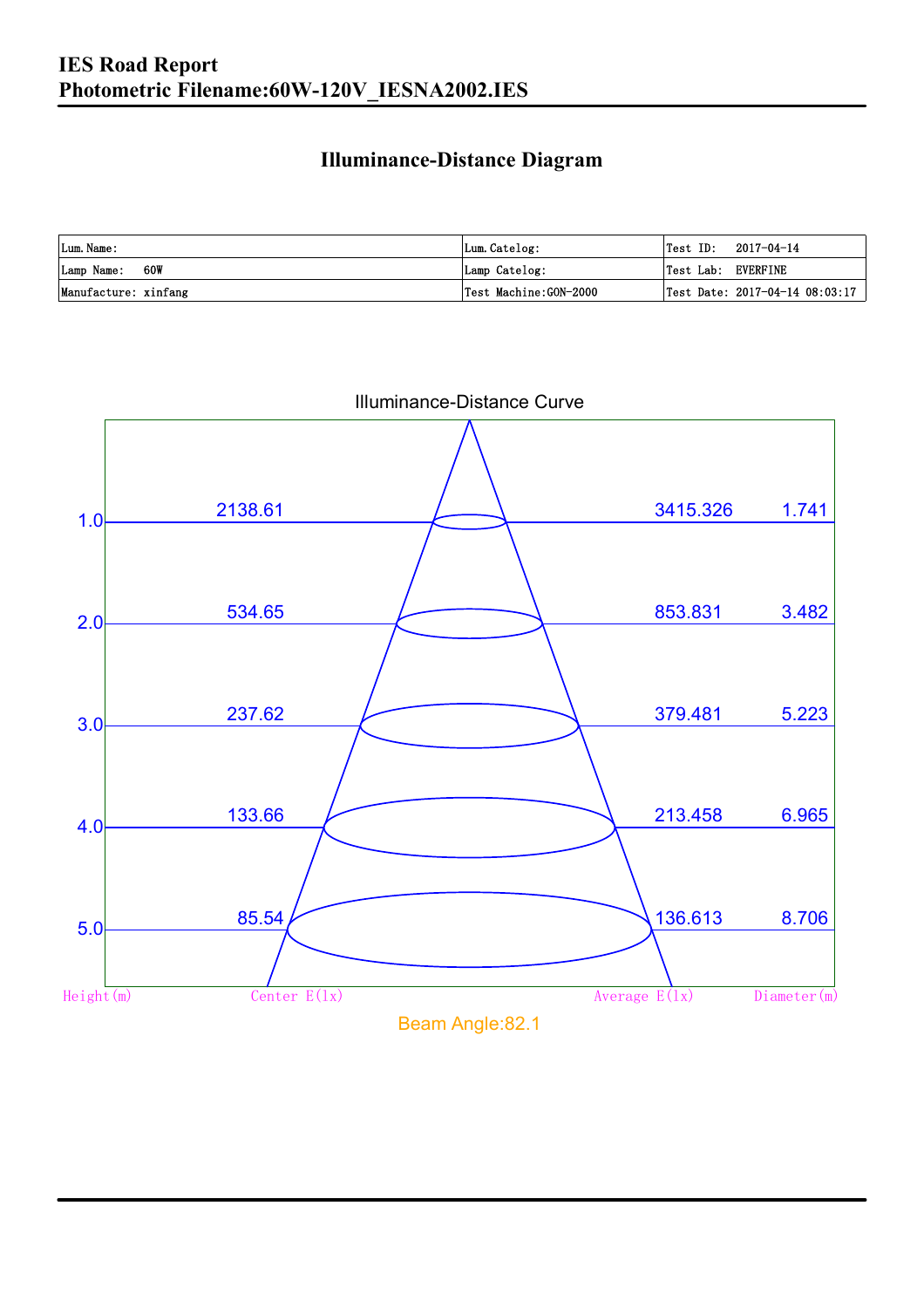# IES Road Report
## Photometric Filename:60W-120V_IESNA2002.IES

### Illuminance-Distance Diagram

| Lum. Name: | Lum. Catelog: | Test ID: 2017-04-14 |
|---|---|---|
| Lamp Name: 60W | Lamp Catelog: | Test Lab: EVERFINE |
| Manufacture: xinfang | Test Machine:GON-2000 | Test Date: 2017-04-14 08:03:17 |

Illuminance-Distance Curve

| Height(m) | Center E(lx) | Average E(lx) | Diameter(m) |
|---|---|---|---|
| 1.0 | 2138.61 | 3415.326 | 1.741 |
| 2.0 | 534.65 | 853.831 | 3.482 |
| 3.0 | 237.62 | 379.481 | 5.223 |
| 4.0 | 133.66 | 213.458 | 6.965 |
| 5.0 | 85.54 | 136.613 | 8.706 |

Beam Angle:82.1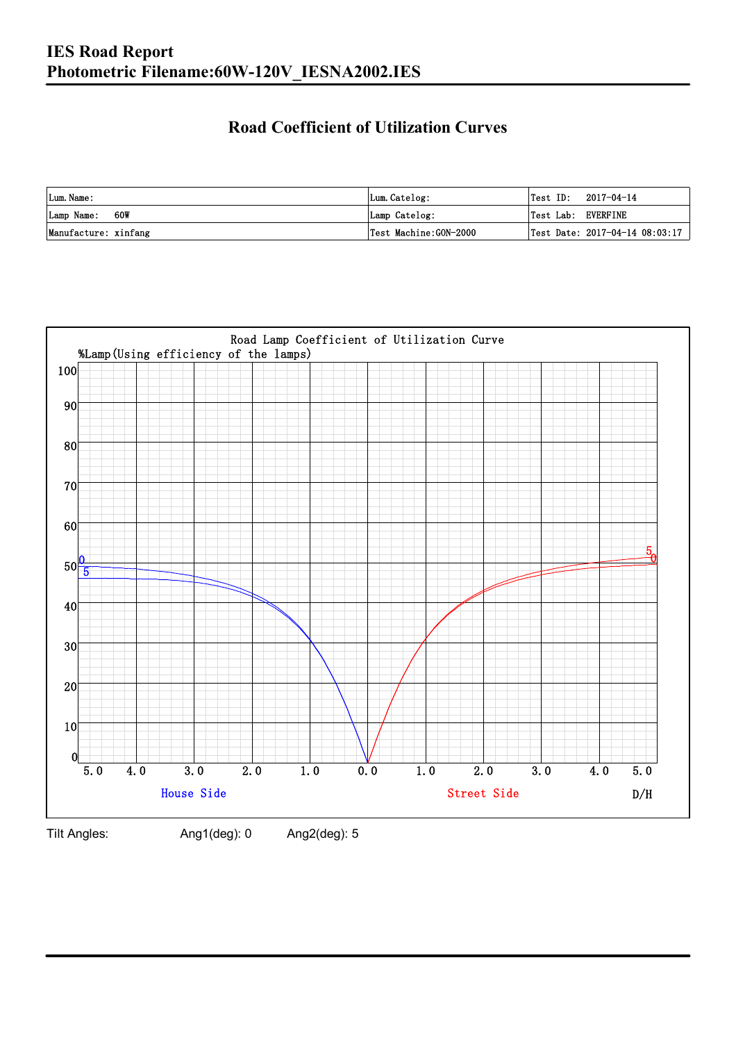# IES Road Report

# Photometric Filename:60W-120V_IESNA2002.IES

## Road Coefficient of Utilization Curves

| Lum.Name: | Lum.Catelog: | Test ID: 2017-04-14 |
|---|---|---|
| Lamp Name: 60W | Lamp Catelog: | Test Lab: EVERFINE |
| Manufacture: xinfang | Test Machine:GON-2000 | Test Date: 2017-04-14 08:03:17 |

Road Lamp Coefficient of Utilization Curve

%Lamp(Using efficiency of the lamps)

100
90
80
70
60
50
40
30
20
10
0

5.0 4.0 3.0 2.0 1.0 0.0 1.0 2.0 3.0 4.0 5.0

House Side        Street Side        D/H

Tilt Angles: Ang1(deg): 0 Ang2(deg): 5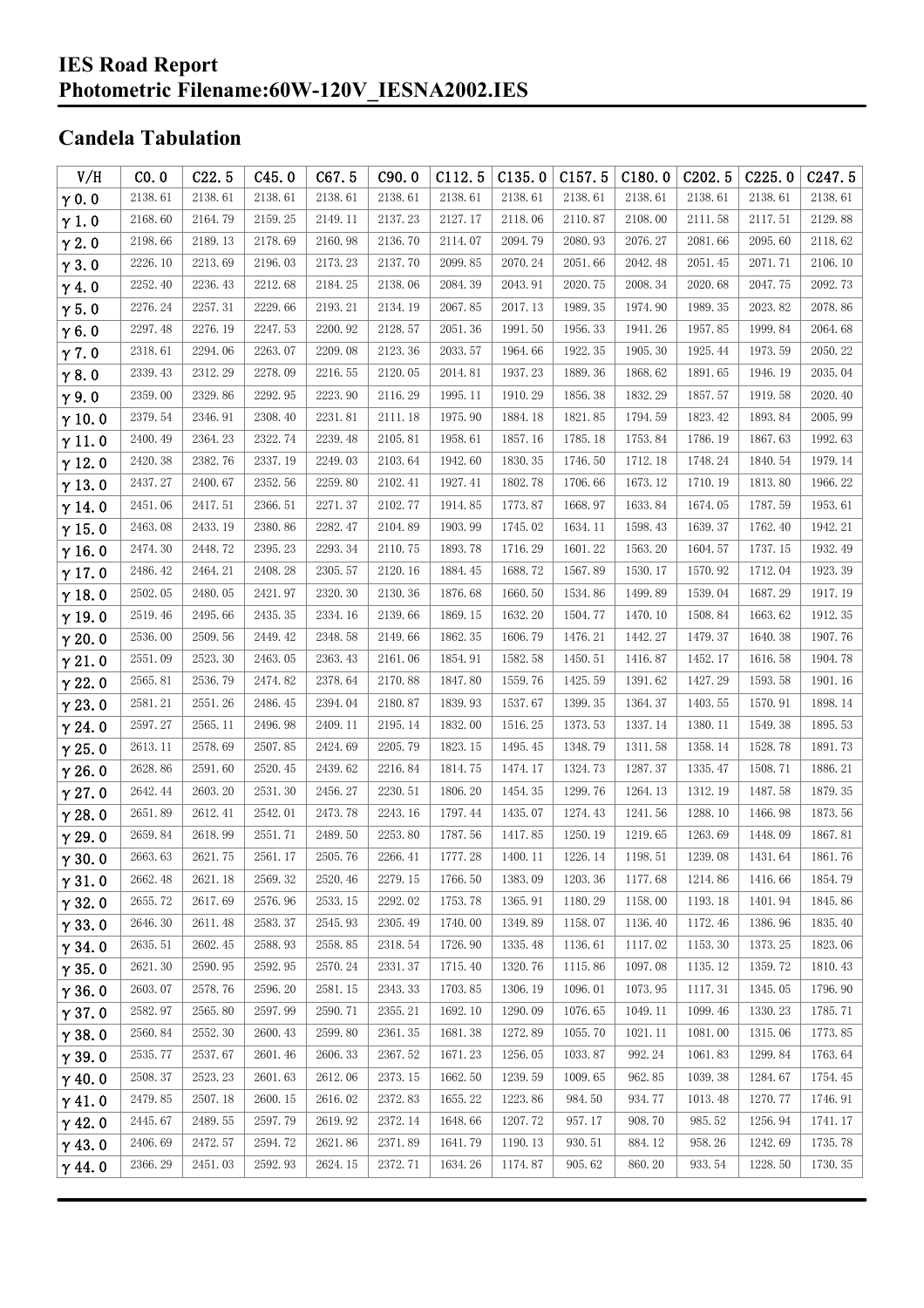# IES Road Report
# Photometric Filename:60W-120V_IESNA2002.IES

## Candela Tabulation

| V/H | C0.0 | C22.5 | C45.0 | C67.5 | C90.0 | C112.5 | C135.0 | C157.5 | C180.0 | C202.5 | C225.0 | C247.5 |
|---|---|---|---|---|---|---|---|---|---|---|---|---|
| γ0.0 | 2138.61 | 2138.61 | 2138.61 | 2138.61 | 2138.61 | 2138.61 | 2138.61 | 2138.61 | 2138.61 | 2138.61 | 2138.61 | 2138.61 |
| γ1.0 | 2168.60 | 2164.79 | 2159.25 | 2149.11 | 2137.23 | 2127.17 | 2118.06 | 2110.87 | 2108.00 | 2111.58 | 2117.51 | 2129.88 |
| γ2.0 | 2198.66 | 2189.13 | 2178.69 | 2160.98 | 2136.70 | 2114.07 | 2094.79 | 2080.93 | 2076.27 | 2081.66 | 2095.60 | 2118.62 |
| γ3.0 | 2226.10 | 2213.69 | 2196.03 | 2173.23 | 2137.70 | 2099.85 | 2070.24 | 2051.66 | 2042.48 | 2051.45 | 2071.71 | 2106.10 |
| γ4.0 | 2252.40 | 2236.43 | 2212.68 | 2184.25 | 2138.06 | 2084.39 | 2043.91 | 2020.75 | 2008.34 | 2020.68 | 2047.75 | 2092.73 |
| γ5.0 | 2276.24 | 2257.31 | 2229.66 | 2193.21 | 2134.19 | 2067.85 | 2017.13 | 1989.35 | 1974.90 | 1989.35 | 2023.82 | 2078.86 |
| γ6.0 | 2297.48 | 2276.19 | 2247.53 | 2200.92 | 2128.57 | 2051.36 | 1991.50 | 1956.33 | 1941.26 | 1957.85 | 1999.84 | 2064.68 |
| γ7.0 | 2318.61 | 2294.06 | 2263.07 | 2209.08 | 2123.36 | 2033.57 | 1964.66 | 1922.35 | 1905.30 | 1925.44 | 1973.59 | 2050.22 |
| γ8.0 | 2339.43 | 2312.29 | 2278.09 | 2216.55 | 2120.05 | 2014.81 | 1937.23 | 1889.36 | 1868.62 | 1891.65 | 1946.19 | 2035.04 |
| γ9.0 | 2359.00 | 2329.86 | 2292.95 | 2223.90 | 2116.29 | 1995.11 | 1910.29 | 1856.38 | 1832.29 | 1857.57 | 1919.58 | 2020.40 |
| γ10.0 | 2379.54 | 2346.91 | 2308.40 | 2231.81 | 2111.18 | 1975.90 | 1884.18 | 1821.85 | 1794.59 | 1823.42 | 1893.84 | 2005.99 |
| γ11.0 | 2400.49 | 2364.23 | 2322.74 | 2239.48 | 2105.81 | 1958.61 | 1857.16 | 1785.18 | 1753.84 | 1786.19 | 1867.63 | 1992.63 |
| γ12.0 | 2420.38 | 2382.76 | 2337.19 | 2249.03 | 2103.64 | 1942.60 | 1830.35 | 1746.50 | 1712.18 | 1748.24 | 1840.54 | 1979.14 |
| γ13.0 | 2437.27 | 2400.67 | 2352.56 | 2259.80 | 2102.41 | 1927.41 | 1802.78 | 1706.66 | 1673.12 | 1710.19 | 1813.80 | 1966.22 |
| γ14.0 | 2451.06 | 2417.51 | 2366.51 | 2271.37 | 2102.77 | 1914.85 | 1773.87 | 1668.97 | 1633.84 | 1674.05 | 1787.59 | 1953.61 |
| γ15.0 | 2463.08 | 2433.19 | 2380.86 | 2282.47 | 2104.89 | 1903.99 | 1745.02 | 1634.11 | 1598.43 | 1639.37 | 1762.40 | 1942.21 |
| γ16.0 | 2474.30 | 2448.72 | 2395.23 | 2293.34 | 2110.75 | 1893.78 | 1716.29 | 1601.22 | 1563.20 | 1604.57 | 1737.15 | 1932.49 |
| γ17.0 | 2486.42 | 2464.21 | 2408.28 | 2305.57 | 2120.16 | 1884.45 | 1688.72 | 1567.89 | 1530.17 | 1570.92 | 1712.04 | 1923.39 |
| γ18.0 | 2502.05 | 2480.05 | 2421.97 | 2320.30 | 2130.36 | 1876.68 | 1660.50 | 1534.86 | 1499.89 | 1539.04 | 1687.29 | 1917.19 |
| γ19.0 | 2519.46 | 2495.66 | 2435.35 | 2334.16 | 2139.66 | 1869.15 | 1632.20 | 1504.77 | 1470.10 | 1508.84 | 1663.62 | 1912.35 |
| γ20.0 | 2536.00 | 2509.56 | 2449.42 | 2348.58 | 2149.66 | 1862.35 | 1606.79 | 1476.21 | 1442.27 | 1479.37 | 1640.38 | 1907.76 |
| γ21.0 | 2551.09 | 2523.30 | 2463.05 | 2363.43 | 2161.06 | 1854.91 | 1582.58 | 1450.51 | 1416.87 | 1452.17 | 1616.58 | 1904.78 |
| γ22.0 | 2565.81 | 2536.79 | 2474.82 | 2378.64 | 2170.88 | 1847.80 | 1559.76 | 1425.59 | 1391.62 | 1427.29 | 1593.58 | 1901.16 |
| γ23.0 | 2581.21 | 2551.26 | 2486.45 | 2394.04 | 2180.87 | 1839.93 | 1537.67 | 1399.35 | 1364.37 | 1403.55 | 1570.91 | 1898.14 |
| γ24.0 | 2597.27 | 2565.11 | 2496.98 | 2409.11 | 2195.14 | 1832.00 | 1516.25 | 1373.53 | 1337.14 | 1380.11 | 1549.38 | 1895.53 |
| γ25.0 | 2613.11 | 2578.69 | 2507.85 | 2424.69 | 2205.79 | 1823.15 | 1495.45 | 1348.79 | 1311.58 | 1358.14 | 1528.78 | 1891.73 |
| γ26.0 | 2628.86 | 2591.60 | 2520.45 | 2439.62 | 2216.84 | 1814.75 | 1474.17 | 1324.73 | 1287.37 | 1335.47 | 1508.71 | 1886.21 |
| γ27.0 | 2642.44 | 2603.20 | 2531.30 | 2456.27 | 2230.51 | 1806.20 | 1454.35 | 1299.76 | 1264.13 | 1312.19 | 1487.58 | 1879.35 |
| γ28.0 | 2651.89 | 2612.41 | 2542.01 | 2473.78 | 2243.16 | 1797.44 | 1435.07 | 1274.43 | 1241.56 | 1288.10 | 1466.98 | 1873.56 |
| γ29.0 | 2659.84 | 2618.99 | 2551.71 | 2489.50 | 2253.80 | 1787.56 | 1417.85 | 1250.19 | 1219.65 | 1263.69 | 1448.09 | 1867.81 |
| γ30.0 | 2663.63 | 2621.75 | 2561.17 | 2505.76 | 2266.41 | 1777.28 | 1400.11 | 1226.14 | 1198.51 | 1239.08 | 1431.64 | 1861.76 |
| γ31.0 | 2662.48 | 2621.18 | 2569.32 | 2520.46 | 2279.15 | 1766.50 | 1383.09 | 1203.36 | 1177.68 | 1214.86 | 1416.66 | 1854.79 |
| γ32.0 | 2655.72 | 2617.69 | 2576.96 | 2533.15 | 2292.02 | 1753.78 | 1365.91 | 1180.29 | 1158.00 | 1193.18 | 1401.94 | 1845.86 |
| γ33.0 | 2646.30 | 2611.48 | 2583.37 | 2545.93 | 2305.49 | 1740.00 | 1349.89 | 1158.07 | 1136.40 | 1172.46 | 1386.96 | 1835.40 |
| γ34.0 | 2635.51 | 2602.45 | 2588.93 | 2558.85 | 2318.54 | 1726.90 | 1335.48 | 1136.61 | 1117.02 | 1153.30 | 1373.25 | 1823.06 |
| γ35.0 | 2621.30 | 2590.95 | 2592.95 | 2570.24 | 2331.37 | 1715.40 | 1320.76 | 1115.86 | 1097.08 | 1135.12 | 1359.72 | 1810.43 |
| γ36.0 | 2603.07 | 2578.76 | 2596.20 | 2581.15 | 2343.33 | 1703.85 | 1306.19 | 1096.01 | 1073.95 | 1117.31 | 1345.05 | 1796.90 |
| γ37.0 | 2582.97 | 2565.80 | 2597.99 | 2590.71 | 2355.21 | 1692.10 | 1290.09 | 1076.65 | 1049.11 | 1099.46 | 1330.23 | 1785.71 |
| γ38.0 | 2560.84 | 2552.30 | 2600.43 | 2599.80 | 2361.35 | 1681.38 | 1272.89 | 1055.70 | 1021.11 | 1081.00 | 1315.06 | 1773.85 |
| γ39.0 | 2535.77 | 2537.67 | 2601.46 | 2606.33 | 2367.52 | 1671.23 | 1256.05 | 1033.87 | 992.24 | 1061.83 | 1299.84 | 1763.64 |
| γ40.0 | 2508.37 | 2523.23 | 2601.63 | 2612.06 | 2373.15 | 1662.50 | 1239.59 | 1009.65 | 962.85 | 1039.38 | 1284.67 | 1754.45 |
| γ41.0 | 2479.85 | 2507.18 | 2600.15 | 2616.02 | 2372.83 | 1655.22 | 1223.86 | 984.50 | 934.77 | 1013.48 | 1270.77 | 1746.91 |
| γ42.0 | 2445.67 | 2489.55 | 2597.79 | 2619.92 | 2372.14 | 1648.66 | 1207.72 | 957.17 | 908.70 | 985.52 | 1256.94 | 1741.17 |
| γ43.0 | 2406.69 | 2472.57 | 2594.72 | 2621.86 | 2371.89 | 1641.79 | 1190.13 | 930.51 | 884.12 | 958.26 | 1242.69 | 1735.78 |
| γ44.0 | 2366.29 | 2451.03 | 2592.93 | 2624.15 | 2372.71 | 1634.26 | 1174.87 | 905.62 | 860.20 | 933.54 | 1228.50 | 1730.35 |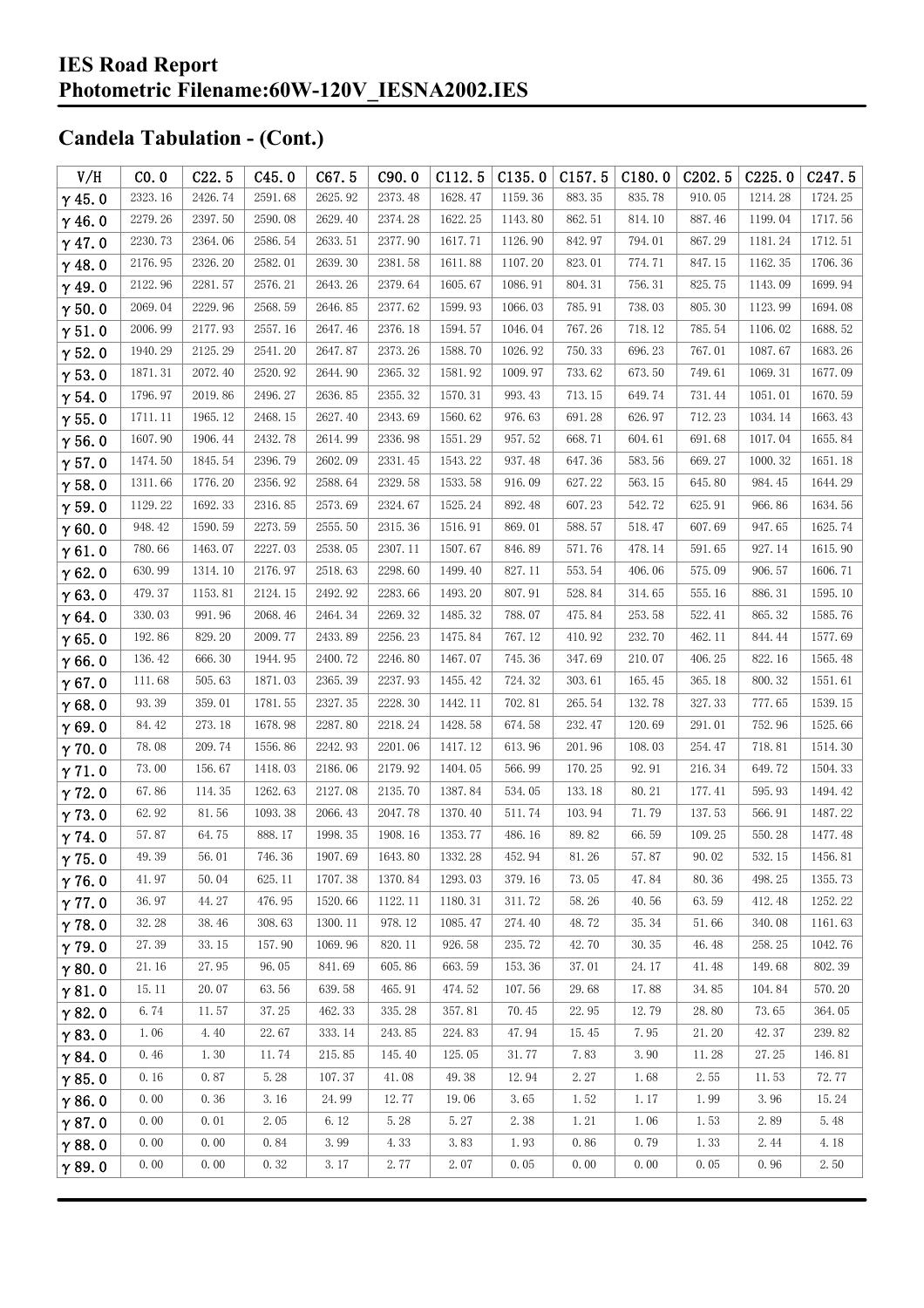# IES Road Report
# Photometric Filename:60W-120V_IESNA2002.IES

## Candela Tabulation - (Cont.)

| V/H | C0.0 | C22.5 | C45.0 | C67.5 | C90.0 | C112.5 | C135.0 | C157.5 | C180.0 | C202.5 | C225.0 | C247.5 |
|---|---|---|---|---|---|---|---|---|---|---|---|---|
| γ45.0 | 2323.16 | 2426.74 | 2591.68 | 2625.92 | 2373.48 | 1628.47 | 1159.36 | 883.35 | 835.78 | 910.05 | 1214.28 | 1724.25 |
| γ46.0 | 2279.26 | 2397.50 | 2590.08 | 2629.40 | 2374.28 | 1622.25 | 1143.80 | 862.51 | 814.10 | 887.46 | 1199.04 | 1717.56 |
| γ47.0 | 2230.73 | 2364.06 | 2586.54 | 2633.51 | 2377.90 | 1617.71 | 1126.90 | 842.97 | 794.01 | 867.29 | 1181.24 | 1712.51 |
| γ48.0 | 2176.95 | 2326.20 | 2582.01 | 2639.30 | 2381.58 | 1611.88 | 1107.20 | 823.01 | 774.71 | 847.15 | 1162.35 | 1706.36 |
| γ49.0 | 2122.96 | 2281.57 | 2576.21 | 2643.26 | 2379.64 | 1605.67 | 1086.91 | 804.31 | 756.31 | 825.75 | 1143.09 | 1699.94 |
| γ50.0 | 2069.04 | 2229.96 | 2568.59 | 2646.85 | 2377.62 | 1599.93 | 1066.03 | 785.91 | 738.03 | 805.30 | 1123.99 | 1694.08 |
| γ51.0 | 2006.99 | 2177.93 | 2557.16 | 2647.46 | 2376.18 | 1594.57 | 1046.04 | 767.26 | 718.12 | 785.54 | 1106.02 | 1688.52 |
| γ52.0 | 1940.29 | 2125.29 | 2541.20 | 2647.87 | 2373.26 | 1588.70 | 1026.92 | 750.33 | 696.23 | 767.01 | 1087.67 | 1683.26 |
| γ53.0 | 1871.31 | 2072.40 | 2520.92 | 2644.90 | 2365.32 | 1581.92 | 1009.97 | 733.62 | 673.50 | 749.61 | 1069.31 | 1677.09 |
| γ54.0 | 1796.97 | 2019.86 | 2496.27 | 2636.85 | 2355.32 | 1570.31 | 993.43 | 713.15 | 649.74 | 731.44 | 1051.01 | 1670.59 |
| γ55.0 | 1711.11 | 1965.12 | 2468.15 | 2627.40 | 2343.69 | 1560.62 | 976.63 | 691.28 | 626.97 | 712.23 | 1034.14 | 1663.43 |
| γ56.0 | 1607.90 | 1906.44 | 2432.78 | 2614.99 | 2336.98 | 1551.29 | 957.52 | 668.71 | 604.61 | 691.68 | 1017.04 | 1655.84 |
| γ57.0 | 1474.50 | 1845.54 | 2396.79 | 2602.09 | 2331.45 | 1543.22 | 937.48 | 647.36 | 583.56 | 669.27 | 1000.32 | 1651.18 |
| γ58.0 | 1311.66 | 1776.20 | 2356.92 | 2588.64 | 2329.58 | 1533.58 | 916.09 | 627.22 | 563.15 | 645.80 | 984.45 | 1644.29 |
| γ59.0 | 1129.22 | 1692.33 | 2316.85 | 2573.69 | 2324.67 | 1525.24 | 892.48 | 607.23 | 542.72 | 625.91 | 966.86 | 1634.56 |
| γ60.0 | 948.42 | 1590.59 | 2273.59 | 2555.50 | 2315.36 | 1516.91 | 869.01 | 588.57 | 518.47 | 607.69 | 947.65 | 1625.74 |
| γ61.0 | 780.66 | 1463.07 | 2227.03 | 2538.05 | 2307.11 | 1507.67 | 846.89 | 571.76 | 478.14 | 591.65 | 927.14 | 1615.90 |
| γ62.0 | 630.99 | 1314.10 | 2176.97 | 2518.63 | 2298.60 | 1499.40 | 827.11 | 553.54 | 406.06 | 575.09 | 906.57 | 1606.71 |
| γ63.0 | 479.37 | 1153.81 | 2124.15 | 2492.92 | 2283.66 | 1493.20 | 807.91 | 528.84 | 314.65 | 555.16 | 886.31 | 1595.10 |
| γ64.0 | 330.03 | 991.96 | 2068.46 | 2464.34 | 2269.32 | 1485.32 | 788.07 | 475.84 | 253.58 | 522.41 | 865.32 | 1585.76 |
| γ65.0 | 192.86 | 829.20 | 2009.77 | 2433.89 | 2256.23 | 1475.84 | 767.12 | 410.92 | 232.70 | 462.11 | 844.44 | 1577.69 |
| γ66.0 | 136.42 | 666.30 | 1944.95 | 2400.72 | 2246.80 | 1467.07 | 745.36 | 347.69 | 210.07 | 406.25 | 822.16 | 1565.48 |
| γ67.0 | 111.68 | 505.63 | 1871.03 | 2365.39 | 2237.93 | 1455.42 | 724.32 | 303.61 | 165.45 | 365.18 | 800.32 | 1551.61 |
| γ68.0 | 93.39 | 359.01 | 1781.55 | 2327.35 | 2228.30 | 1442.11 | 702.81 | 265.54 | 132.78 | 327.33 | 777.65 | 1539.15 |
| γ69.0 | 84.42 | 273.18 | 1678.98 | 2287.80 | 2218.24 | 1428.58 | 674.58 | 232.47 | 120.69 | 291.01 | 752.96 | 1525.66 |
| γ70.0 | 78.08 | 209.74 | 1556.86 | 2242.93 | 2201.06 | 1417.12 | 613.96 | 201.96 | 108.03 | 254.47 | 718.81 | 1514.30 |
| γ71.0 | 73.00 | 156.67 | 1418.03 | 2186.06 | 2179.92 | 1404.05 | 566.99 | 170.25 | 92.91 | 216.34 | 649.72 | 1504.33 |
| γ72.0 | 67.86 | 114.35 | 1262.63 | 2127.08 | 2135.70 | 1387.84 | 534.05 | 133.18 | 80.21 | 177.41 | 595.93 | 1494.42 |
| γ73.0 | 62.92 | 81.56 | 1093.38 | 2066.43 | 2047.78 | 1370.40 | 511.74 | 103.94 | 71.79 | 137.53 | 566.91 | 1487.22 |
| γ74.0 | 57.87 | 64.75 | 888.17 | 1998.35 | 1908.16 | 1353.77 | 486.16 | 89.82 | 66.59 | 109.25 | 550.28 | 1477.48 |
| γ75.0 | 49.39 | 56.01 | 746.36 | 1907.69 | 1643.80 | 1332.28 | 452.94 | 81.26 | 57.87 | 90.02 | 532.15 | 1456.81 |
| γ76.0 | 41.97 | 50.04 | 625.11 | 1707.38 | 1370.84 | 1293.03 | 379.16 | 73.05 | 47.84 | 80.36 | 498.25 | 1355.73 |
| γ77.0 | 36.97 | 44.27 | 476.95 | 1520.66 | 1122.11 | 1180.31 | 311.72 | 58.26 | 40.56 | 63.59 | 412.48 | 1252.22 |
| γ78.0 | 32.28 | 38.46 | 308.63 | 1300.11 | 978.12 | 1085.47 | 274.40 | 48.72 | 35.34 | 51.66 | 340.08 | 1161.63 |
| γ79.0 | 27.39 | 33.15 | 157.90 | 1069.96 | 820.11 | 926.58 | 235.72 | 42.70 | 30.35 | 46.48 | 258.25 | 1042.76 |
| γ80.0 | 21.16 | 27.95 | 96.05 | 841.69 | 605.86 | 663.59 | 153.36 | 37.01 | 24.17 | 41.48 | 149.68 | 802.39 |
| γ81.0 | 15.11 | 20.07 | 63.56 | 639.58 | 465.91 | 474.52 | 107.56 | 29.68 | 17.88 | 34.85 | 104.84 | 570.20 |
| γ82.0 | 6.74 | 11.57 | 37.25 | 462.33 | 335.28 | 357.81 | 70.45 | 22.95 | 12.79 | 28.80 | 73.65 | 364.05 |
| γ83.0 | 1.06 | 4.40 | 22.67 | 333.14 | 243.85 | 224.83 | 47.94 | 15.45 | 7.95 | 21.20 | 42.37 | 239.82 |
| γ84.0 | 0.46 | 1.30 | 11.74 | 215.85 | 145.40 | 125.05 | 31.77 | 7.83 | 3.90 | 11.28 | 27.25 | 146.81 |
| γ85.0 | 0.16 | 0.87 | 5.28 | 107.37 | 41.08 | 49.38 | 12.94 | 2.27 | 1.68 | 2.55 | 11.53 | 72.77 |
| γ86.0 | 0.00 | 0.36 | 3.16 | 24.99 | 12.77 | 19.06 | 3.65 | 1.52 | 1.17 | 1.99 | 3.96 | 15.24 |
| γ87.0 | 0.00 | 0.01 | 2.05 | 6.12 | 5.28 | 5.27 | 2.38 | 1.21 | 1.06 | 1.53 | 2.89 | 5.48 |
| γ88.0 | 0.00 | 0.00 | 0.84 | 3.99 | 4.33 | 3.83 | 1.93 | 0.86 | 0.79 | 1.33 | 2.44 | 4.18 |
| γ89.0 | 0.00 | 0.00 | 0.32 | 3.17 | 2.77 | 2.07 | 0.05 | 0.00 | 0.00 | 0.05 | 0.96 | 2.50 |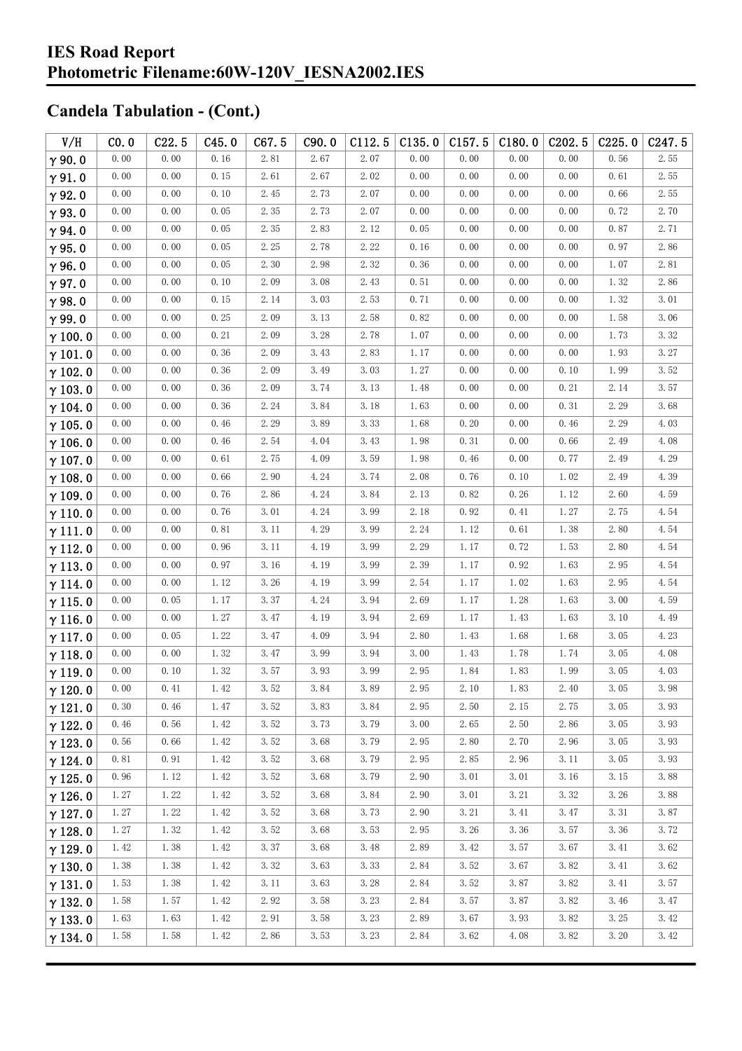## Candela Tabulation - (Cont.)

| V/H | C0.0 | C22.5 | C45.0 | C67.5 | C90.0 | C112.5 | C135.0 | C157.5 | C180.0 | C202.5 | C225.0 | C247.5 |
|---|---|---|---|---|---|---|---|---|---|---|---|---|
| γ 90.0 | 0.00 | 0.00 | 0.16 | 2.81 | 2.67 | 2.07 | 0.00 | 0.00 | 0.00 | 0.00 | 0.56 | 2.55 |
| γ 91.0 | 0.00 | 0.00 | 0.15 | 2.61 | 2.67 | 2.02 | 0.00 | 0.00 | 0.00 | 0.00 | 0.61 | 2.55 |
| γ 92.0 | 0.00 | 0.00 | 0.10 | 2.45 | 2.73 | 2.07 | 0.00 | 0.00 | 0.00 | 0.00 | 0.66 | 2.55 |
| γ 93.0 | 0.00 | 0.00 | 0.05 | 2.35 | 2.73 | 2.07 | 0.00 | 0.00 | 0.00 | 0.00 | 0.72 | 2.70 |
| γ 94.0 | 0.00 | 0.00 | 0.05 | 2.35 | 2.83 | 2.12 | 0.05 | 0.00 | 0.00 | 0.00 | 0.87 | 2.71 |
| γ 95.0 | 0.00 | 0.00 | 0.05 | 2.25 | 2.78 | 2.22 | 0.16 | 0.00 | 0.00 | 0.00 | 0.97 | 2.86 |
| γ 96.0 | 0.00 | 0.00 | 0.05 | 2.30 | 2.98 | 2.32 | 0.36 | 0.00 | 0.00 | 0.00 | 1.07 | 2.81 |
| γ 97.0 | 0.00 | 0.00 | 0.10 | 2.09 | 3.08 | 2.43 | 0.51 | 0.00 | 0.00 | 0.00 | 1.32 | 2.86 |
| γ 98.0 | 0.00 | 0.00 | 0.15 | 2.14 | 3.03 | 2.53 | 0.71 | 0.00 | 0.00 | 0.00 | 1.32 | 3.01 |
| γ 99.0 | 0.00 | 0.00 | 0.25 | 2.09 | 3.13 | 2.58 | 0.82 | 0.00 | 0.00 | 0.00 | 1.58 | 3.06 |
| γ 100.0 | 0.00 | 0.00 | 0.21 | 2.09 | 3.28 | 2.78 | 1.07 | 0.00 | 0.00 | 0.00 | 1.73 | 3.32 |
| γ 101.0 | 0.00 | 0.00 | 0.36 | 2.09 | 3.43 | 2.83 | 1.17 | 0.00 | 0.00 | 0.00 | 1.93 | 3.27 |
| γ 102.0 | 0.00 | 0.00 | 0.36 | 2.09 | 3.49 | 3.03 | 1.27 | 0.00 | 0.00 | 0.10 | 1.99 | 3.52 |
| γ 103.0 | 0.00 | 0.00 | 0.36 | 2.09 | 3.74 | 3.13 | 1.48 | 0.00 | 0.00 | 0.21 | 2.14 | 3.57 |
| γ 104.0 | 0.00 | 0.00 | 0.36 | 2.24 | 3.84 | 3.18 | 1.63 | 0.00 | 0.00 | 0.31 | 2.29 | 3.68 |
| γ 105.0 | 0.00 | 0.00 | 0.46 | 2.29 | 3.89 | 3.33 | 1.68 | 0.20 | 0.00 | 0.46 | 2.29 | 4.03 |
| γ 106.0 | 0.00 | 0.00 | 0.46 | 2.54 | 4.04 | 3.43 | 1.98 | 0.31 | 0.00 | 0.66 | 2.49 | 4.08 |
| γ 107.0 | 0.00 | 0.00 | 0.61 | 2.75 | 4.09 | 3.59 | 1.98 | 0.46 | 0.00 | 0.77 | 2.49 | 4.29 |
| γ 108.0 | 0.00 | 0.00 | 0.66 | 2.90 | 4.24 | 3.74 | 2.08 | 0.76 | 0.10 | 1.02 | 2.49 | 4.39 |
| γ 109.0 | 0.00 | 0.00 | 0.76 | 2.86 | 4.24 | 3.84 | 2.13 | 0.82 | 0.26 | 1.12 | 2.60 | 4.59 |
| γ 110.0 | 0.00 | 0.00 | 0.76 | 3.01 | 4.24 | 3.99 | 2.18 | 0.92 | 0.41 | 1.27 | 2.75 | 4.54 |
| γ 111.0 | 0.00 | 0.00 | 0.81 | 3.11 | 4.29 | 3.99 | 2.24 | 1.12 | 0.61 | 1.38 | 2.80 | 4.54 |
| γ 112.0 | 0.00 | 0.00 | 0.96 | 3.11 | 4.19 | 3.99 | 2.29 | 1.17 | 0.72 | 1.53 | 2.80 | 4.54 |
| γ 113.0 | 0.00 | 0.00 | 0.97 | 3.16 | 4.19 | 3.99 | 2.39 | 1.17 | 0.92 | 1.63 | 2.95 | 4.54 |
| γ 114.0 | 0.00 | 0.00 | 1.12 | 3.26 | 4.19 | 3.99 | 2.54 | 1.17 | 1.02 | 1.63 | 2.95 | 4.54 |
| γ 115.0 | 0.00 | 0.05 | 1.17 | 3.37 | 4.24 | 3.94 | 2.69 | 1.17 | 1.28 | 1.63 | 3.00 | 4.59 |
| γ 116.0 | 0.00 | 0.00 | 1.27 | 3.47 | 4.19 | 3.94 | 2.69 | 1.17 | 1.43 | 1.63 | 3.10 | 4.49 |
| γ 117.0 | 0.00 | 0.05 | 1.22 | 3.47 | 4.09 | 3.94 | 2.80 | 1.43 | 1.68 | 1.68 | 3.05 | 4.23 |
| γ 118.0 | 0.00 | 0.00 | 1.32 | 3.47 | 3.99 | 3.94 | 3.00 | 1.43 | 1.78 | 1.74 | 3.05 | 4.08 |
| γ 119.0 | 0.00 | 0.10 | 1.32 | 3.57 | 3.93 | 3.99 | 2.95 | 1.84 | 1.83 | 1.99 | 3.05 | 4.03 |
| γ 120.0 | 0.00 | 0.41 | 1.42 | 3.52 | 3.84 | 3.89 | 2.95 | 2.10 | 1.83 | 2.40 | 3.05 | 3.98 |
| γ 121.0 | 0.30 | 0.46 | 1.47 | 3.52 | 3.83 | 3.84 | 2.95 | 2.50 | 2.15 | 2.75 | 3.05 | 3.93 |
| γ 122.0 | 0.46 | 0.56 | 1.42 | 3.52 | 3.73 | 3.79 | 3.00 | 2.65 | 2.50 | 2.86 | 3.05 | 3.93 |
| γ 123.0 | 0.56 | 0.66 | 1.42 | 3.52 | 3.68 | 3.79 | 2.95 | 2.80 | 2.70 | 2.96 | 3.05 | 3.93 |
| γ 124.0 | 0.81 | 0.91 | 1.42 | 3.52 | 3.68 | 3.79 | 2.95 | 2.85 | 2.96 | 3.11 | 3.05 | 3.93 |
| γ 125.0 | 0.96 | 1.12 | 1.42 | 3.52 | 3.68 | 3.79 | 2.90 | 3.01 | 3.01 | 3.16 | 3.15 | 3.88 |
| γ 126.0 | 1.27 | 1.22 | 1.42 | 3.52 | 3.68 | 3.84 | 2.90 | 3.01 | 3.21 | 3.32 | 3.26 | 3.88 |
| γ 127.0 | 1.27 | 1.22 | 1.42 | 3.52 | 3.68 | 3.73 | 2.90 | 3.21 | 3.41 | 3.47 | 3.31 | 3.87 |
| γ 128.0 | 1.27 | 1.32 | 1.42 | 3.52 | 3.68 | 3.53 | 2.95 | 3.26 | 3.36 | 3.57 | 3.36 | 3.72 |
| γ 129.0 | 1.42 | 1.38 | 1.42 | 3.37 | 3.68 | 3.48 | 2.89 | 3.42 | 3.57 | 3.67 | 3.41 | 3.62 |
| γ 130.0 | 1.38 | 1.38 | 1.42 | 3.32 | 3.63 | 3.33 | 2.84 | 3.52 | 3.67 | 3.82 | 3.41 | 3.62 |
| γ 131.0 | 1.53 | 1.38 | 1.42 | 3.11 | 3.63 | 3.28 | 2.84 | 3.52 | 3.87 | 3.82 | 3.41 | 3.57 |
| γ 132.0 | 1.58 | 1.57 | 1.42 | 2.92 | 3.58 | 3.23 | 2.84 | 3.57 | 3.87 | 3.82 | 3.46 | 3.47 |
| γ 133.0 | 1.63 | 1.63 | 1.42 | 2.91 | 3.58 | 3.23 | 2.89 | 3.67 | 3.93 | 3.82 | 3.25 | 3.42 |
| γ 134.0 | 1.58 | 1.58 | 1.42 | 2.86 | 3.53 | 3.23 | 2.84 | 3.62 | 4.08 | 3.82 | 3.20 | 3.42 |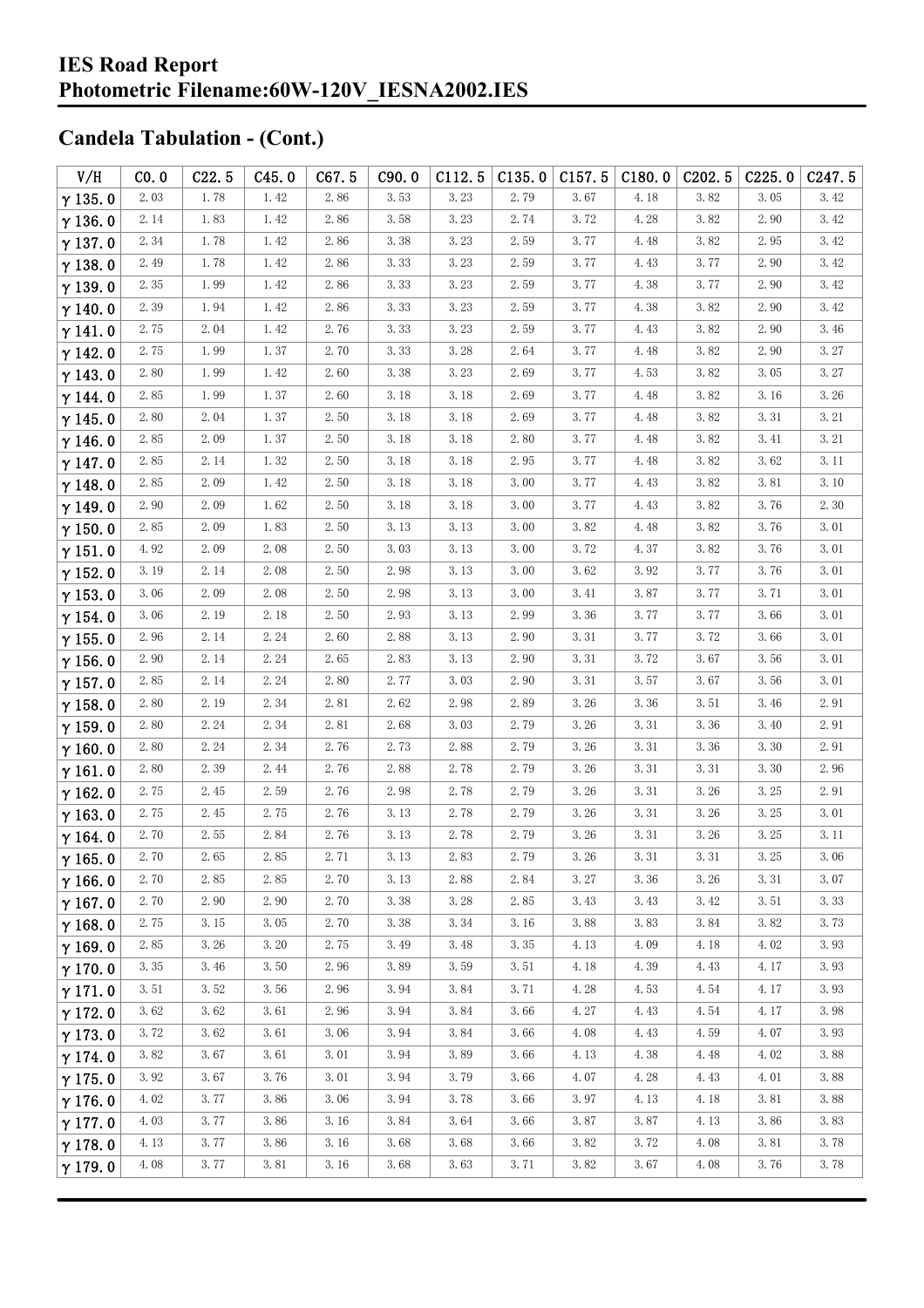# IES Road Report
# Photometric Filename:60W-120V_IESNA2002.IES

## Candela Tabulation - (Cont.)

| V/H | C0.0 | C22.5 | C45.0 | C67.5 | C90.0 | C112.5 | C135.0 | C157.5 | C180.0 | C202.5 | C225.0 | C247.5 |
|---|---|---|---|---|---|---|---|---|---|---|---|---|
| γ 135.0 | 2.03 | 1.78 | 1.42 | 2.86 | 3.53 | 3.23 | 2.79 | 3.67 | 4.18 | 3.82 | 3.05 | 3.42 |
| γ 136.0 | 2.14 | 1.83 | 1.42 | 2.86 | 3.58 | 3.23 | 2.74 | 3.72 | 4.28 | 3.82 | 2.90 | 3.42 |
| γ 137.0 | 2.34 | 1.78 | 1.42 | 2.86 | 3.38 | 3.23 | 2.59 | 3.77 | 4.48 | 3.82 | 2.95 | 3.42 |
| γ 138.0 | 2.49 | 1.78 | 1.42 | 2.86 | 3.33 | 3.23 | 2.59 | 3.77 | 4.43 | 3.77 | 2.90 | 3.42 |
| γ 139.0 | 2.35 | 1.99 | 1.42 | 2.86 | 3.33 | 3.23 | 2.59 | 3.77 | 4.38 | 3.77 | 2.90 | 3.42 |
| γ 140.0 | 2.39 | 1.94 | 1.42 | 2.86 | 3.33 | 3.23 | 2.59 | 3.77 | 4.38 | 3.82 | 2.90 | 3.42 |
| γ 141.0 | 2.75 | 2.04 | 1.42 | 2.76 | 3.33 | 3.23 | 2.59 | 3.77 | 4.43 | 3.82 | 2.90 | 3.46 |
| γ 142.0 | 2.75 | 1.99 | 1.37 | 2.70 | 3.33 | 3.28 | 2.64 | 3.77 | 4.48 | 3.82 | 2.90 | 3.27 |
| γ 143.0 | 2.80 | 1.99 | 1.42 | 2.60 | 3.38 | 3.23 | 2.69 | 3.77 | 4.53 | 3.82 | 3.05 | 3.27 |
| γ 144.0 | 2.85 | 1.99 | 1.37 | 2.60 | 3.18 | 3.18 | 2.69 | 3.77 | 4.48 | 3.82 | 3.16 | 3.26 |
| γ 145.0 | 2.80 | 2.04 | 1.37 | 2.50 | 3.18 | 3.18 | 2.69 | 3.77 | 4.48 | 3.82 | 3.31 | 3.21 |
| γ 146.0 | 2.85 | 2.09 | 1.37 | 2.50 | 3.18 | 3.18 | 2.80 | 3.77 | 4.48 | 3.82 | 3.41 | 3.21 |
| γ 147.0 | 2.85 | 2.14 | 1.32 | 2.50 | 3.18 | 3.18 | 2.95 | 3.77 | 4.48 | 3.82 | 3.62 | 3.11 |
| γ 148.0 | 2.85 | 2.09 | 1.42 | 2.50 | 3.18 | 3.18 | 3.00 | 3.77 | 4.43 | 3.82 | 3.81 | 3.10 |
| γ 149.0 | 2.90 | 2.09 | 1.62 | 2.50 | 3.18 | 3.18 | 3.00 | 3.77 | 4.43 | 3.82 | 3.76 | 2.30 |
| γ 150.0 | 2.85 | 2.09 | 1.83 | 2.50 | 3.13 | 3.13 | 3.00 | 3.82 | 4.48 | 3.82 | 3.76 | 3.01 |
| γ 151.0 | 4.92 | 2.09 | 2.08 | 2.50 | 3.03 | 3.13 | 3.00 | 3.72 | 4.37 | 3.82 | 3.76 | 3.01 |
| γ 152.0 | 3.19 | 2.14 | 2.08 | 2.50 | 2.98 | 3.13 | 3.00 | 3.62 | 3.92 | 3.77 | 3.76 | 3.01 |
| γ 153.0 | 3.06 | 2.09 | 2.08 | 2.50 | 2.98 | 3.13 | 3.00 | 3.41 | 3.87 | 3.77 | 3.71 | 3.01 |
| γ 154.0 | 3.06 | 2.19 | 2.18 | 2.50 | 2.93 | 3.13 | 2.99 | 3.36 | 3.77 | 3.77 | 3.66 | 3.01 |
| γ 155.0 | 2.96 | 2.14 | 2.24 | 2.60 | 2.88 | 3.13 | 2.90 | 3.31 | 3.77 | 3.72 | 3.66 | 3.01 |
| γ 156.0 | 2.90 | 2.14 | 2.24 | 2.65 | 2.83 | 3.13 | 2.90 | 3.31 | 3.72 | 3.67 | 3.56 | 3.01 |
| γ 157.0 | 2.85 | 2.14 | 2.24 | 2.80 | 2.77 | 3.03 | 2.90 | 3.31 | 3.57 | 3.67 | 3.56 | 3.01 |
| γ 158.0 | 2.80 | 2.19 | 2.34 | 2.81 | 2.62 | 2.98 | 2.89 | 3.26 | 3.36 | 3.51 | 3.46 | 2.91 |
| γ 159.0 | 2.80 | 2.24 | 2.34 | 2.81 | 2.68 | 3.03 | 2.79 | 3.26 | 3.31 | 3.36 | 3.40 | 2.91 |
| γ 160.0 | 2.80 | 2.24 | 2.34 | 2.76 | 2.73 | 2.88 | 2.79 | 3.26 | 3.31 | 3.36 | 3.30 | 2.91 |
| γ 161.0 | 2.80 | 2.39 | 2.44 | 2.76 | 2.88 | 2.78 | 2.79 | 3.26 | 3.31 | 3.31 | 3.30 | 2.96 |
| γ 162.0 | 2.75 | 2.45 | 2.59 | 2.76 | 2.98 | 2.78 | 2.79 | 3.26 | 3.31 | 3.26 | 3.25 | 2.91 |
| γ 163.0 | 2.75 | 2.45 | 2.75 | 2.76 | 3.13 | 2.78 | 2.79 | 3.26 | 3.31 | 3.26 | 3.25 | 3.01 |
| γ 164.0 | 2.70 | 2.55 | 2.84 | 2.76 | 3.13 | 2.78 | 2.79 | 3.26 | 3.31 | 3.26 | 3.25 | 3.11 |
| γ 165.0 | 2.70 | 2.65 | 2.85 | 2.71 | 3.13 | 2.83 | 2.79 | 3.26 | 3.31 | 3.31 | 3.25 | 3.06 |
| γ 166.0 | 2.70 | 2.85 | 2.85 | 2.70 | 3.13 | 2.88 | 2.84 | 3.27 | 3.36 | 3.26 | 3.31 | 3.07 |
| γ 167.0 | 2.70 | 2.90 | 2.90 | 2.70 | 3.38 | 3.28 | 2.85 | 3.43 | 3.43 | 3.42 | 3.51 | 3.33 |
| γ 168.0 | 2.75 | 3.15 | 3.05 | 2.70 | 3.38 | 3.34 | 3.16 | 3.88 | 3.83 | 3.84 | 3.82 | 3.73 |
| γ 169.0 | 2.85 | 3.26 | 3.20 | 2.75 | 3.49 | 3.48 | 3.35 | 4.13 | 4.09 | 4.18 | 4.02 | 3.93 |
| γ 170.0 | 3.35 | 3.46 | 3.50 | 2.96 | 3.89 | 3.59 | 3.51 | 4.18 | 4.39 | 4.43 | 4.17 | 3.93 |
| γ 171.0 | 3.51 | 3.52 | 3.56 | 2.96 | 3.94 | 3.84 | 3.71 | 4.28 | 4.53 | 4.54 | 4.17 | 3.93 |
| γ 172.0 | 3.62 | 3.62 | 3.61 | 2.96 | 3.94 | 3.84 | 3.66 | 4.27 | 4.43 | 4.54 | 4.17 | 3.98 |
| γ 173.0 | 3.72 | 3.62 | 3.61 | 3.06 | 3.94 | 3.84 | 3.66 | 4.08 | 4.43 | 4.59 | 4.07 | 3.93 |
| γ 174.0 | 3.82 | 3.67 | 3.61 | 3.01 | 3.94 | 3.89 | 3.66 | 4.13 | 4.38 | 4.48 | 4.02 | 3.88 |
| γ 175.0 | 3.92 | 3.67 | 3.76 | 3.01 | 3.94 | 3.79 | 3.66 | 4.07 | 4.28 | 4.43 | 4.01 | 3.88 |
| γ 176.0 | 4.02 | 3.77 | 3.86 | 3.06 | 3.94 | 3.78 | 3.66 | 3.97 | 4.13 | 4.18 | 3.81 | 3.88 |
| γ 177.0 | 4.03 | 3.77 | 3.86 | 3.16 | 3.84 | 3.64 | 3.66 | 3.87 | 3.87 | 4.13 | 3.86 | 3.83 |
| γ 178.0 | 4.13 | 3.77 | 3.86 | 3.16 | 3.68 | 3.68 | 3.66 | 3.82 | 3.72 | 4.08 | 3.81 | 3.78 |
| γ 179.0 | 4.08 | 3.77 | 3.81 | 3.16 | 3.68 | 3.63 | 3.71 | 3.82 | 3.67 | 4.08 | 3.76 | 3.78 |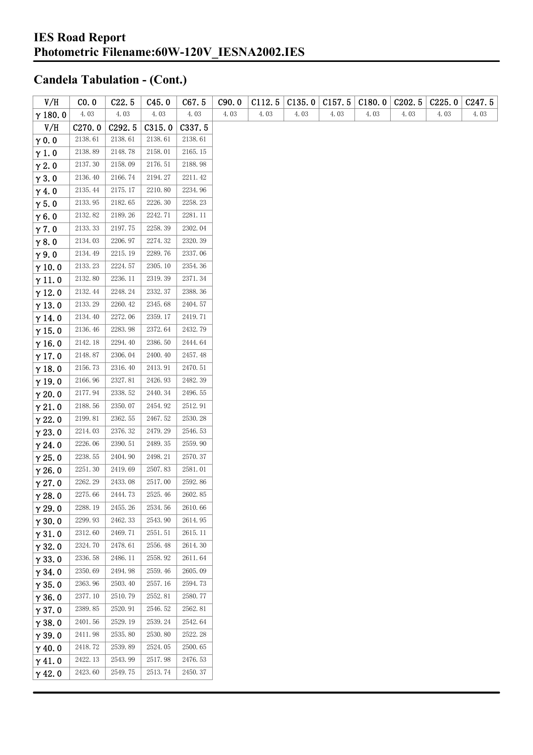# IES Road Report
# Photometric Filename:60W-120V_IESNA2002.IES

## Candela Tabulation - (Cont.)

| V/H | C0.0 | C22.5 | C45.0 | C67.5 | C90.0 | C112.5 | C135.0 | C157.5 | C180.0 | C202.5 | C225.0 | C247.5 |
|---|---|---|---|---|---|---|---|---|---|---|---|---|
| γ 180.0 | 4.03 | 4.03 | 4.03 | 4.03 | 4.03 | 4.03 | 4.03 | 4.03 | 4.03 | 4.03 | 4.03 | 4.03 |

| V/H | C270.0 | C292.5 | C315.0 | C337.5 |
|---|---|---|---|---|
| γ 0.0 | 2138.61 | 2138.61 | 2138.61 | 2138.61 |
| γ 1.0 | 2138.89 | 2148.78 | 2158.01 | 2165.15 |
| γ 2.0 | 2137.30 | 2158.09 | 2176.51 | 2188.98 |
| γ 3.0 | 2136.40 | 2166.74 | 2194.27 | 2211.42 |
| γ 4.0 | 2135.44 | 2175.17 | 2210.80 | 2234.96 |
| γ 5.0 | 2133.95 | 2182.65 | 2226.30 | 2258.23 |
| γ 6.0 | 2132.82 | 2189.26 | 2242.71 | 2281.11 |
| γ 7.0 | 2133.33 | 2197.75 | 2258.39 | 2302.04 |
| γ 8.0 | 2134.03 | 2206.97 | 2274.32 | 2320.39 |
| γ 9.0 | 2134.49 | 2215.19 | 2289.76 | 2337.06 |
| γ 10.0 | 2133.23 | 2224.57 | 2305.10 | 2354.36 |
| γ 11.0 | 2132.80 | 2236.11 | 2319.39 | 2371.34 |
| γ 12.0 | 2132.44 | 2248.24 | 2332.37 | 2388.36 |
| γ 13.0 | 2133.29 | 2260.42 | 2345.68 | 2404.57 |
| γ 14.0 | 2134.40 | 2272.06 | 2359.17 | 2419.71 |
| γ 15.0 | 2136.46 | 2283.98 | 2372.64 | 2432.79 |
| γ 16.0 | 2142.18 | 2294.40 | 2386.50 | 2444.64 |
| γ 17.0 | 2148.87 | 2306.04 | 2400.40 | 2457.48 |
| γ 18.0 | 2156.73 | 2316.40 | 2413.91 | 2470.51 |
| γ 19.0 | 2166.96 | 2327.81 | 2426.93 | 2482.39 |
| γ 20.0 | 2177.94 | 2338.52 | 2440.34 | 2496.55 |
| γ 21.0 | 2188.56 | 2350.07 | 2454.92 | 2512.91 |
| γ 22.0 | 2199.81 | 2362.55 | 2467.52 | 2530.28 |
| γ 23.0 | 2214.03 | 2376.32 | 2479.29 | 2546.53 |
| γ 24.0 | 2226.06 | 2390.51 | 2489.35 | 2559.90 |
| γ 25.0 | 2238.55 | 2404.90 | 2498.21 | 2570.37 |
| γ 26.0 | 2251.30 | 2419.69 | 2507.83 | 2581.01 |
| γ 27.0 | 2262.29 | 2433.08 | 2517.00 | 2592.86 |
| γ 28.0 | 2275.66 | 2444.73 | 2525.46 | 2602.85 |
| γ 29.0 | 2288.19 | 2455.26 | 2534.56 | 2610.66 |
| γ 30.0 | 2299.93 | 2462.33 | 2543.90 | 2614.95 |
| γ 31.0 | 2312.60 | 2469.71 | 2551.51 | 2615.11 |
| γ 32.0 | 2324.70 | 2478.61 | 2556.48 | 2614.30 |
| γ 33.0 | 2336.58 | 2486.11 | 2558.92 | 2611.64 |
| γ 34.0 | 2350.69 | 2494.98 | 2559.46 | 2605.09 |
| γ 35.0 | 2363.96 | 2503.40 | 2557.16 | 2594.73 |
| γ 36.0 | 2377.10 | 2510.79 | 2552.81 | 2580.77 |
| γ 37.0 | 2389.85 | 2520.91 | 2546.52 | 2562.81 |
| γ 38.0 | 2401.56 | 2529.19 | 2539.24 | 2542.64 |
| γ 39.0 | 2411.98 | 2535.80 | 2530.80 | 2522.28 |
| γ 40.0 | 2418.72 | 2539.89 | 2524.05 | 2500.65 |
| γ 41.0 | 2422.13 | 2543.99 | 2517.98 | 2476.53 |
| γ 42.0 | 2423.60 | 2549.75 | 2513.74 | 2450.37 |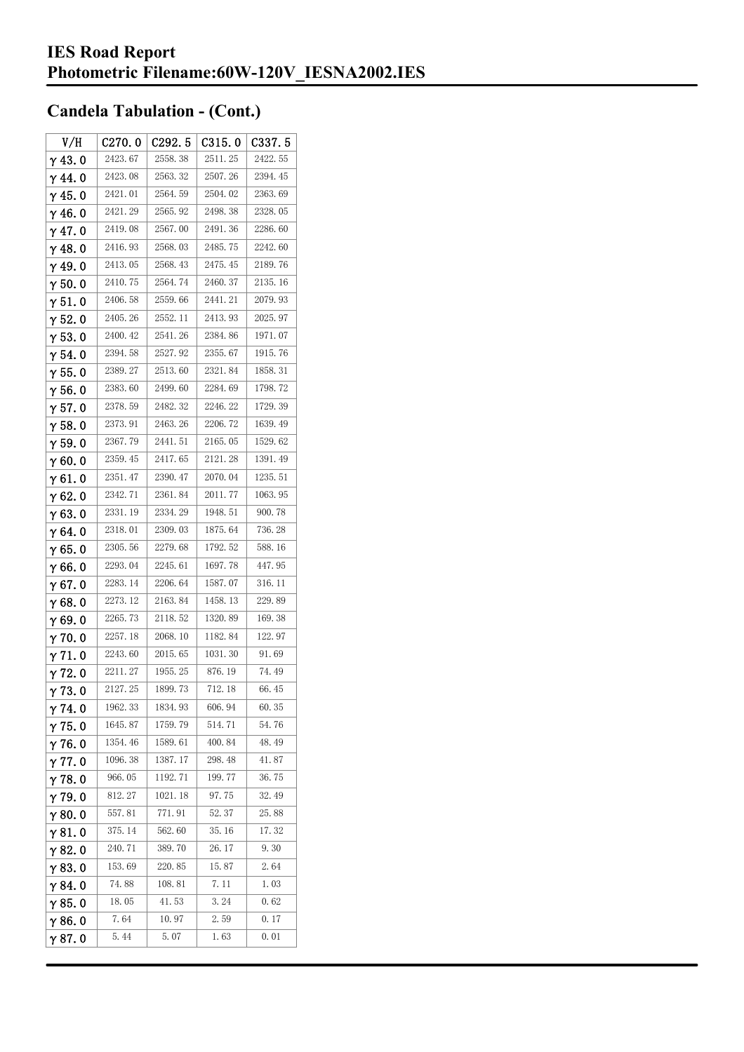# IES Road Report
# Photometric Filename:60W-120V_IESNA2002.IES

## Candela Tabulation - (Cont.)

| V/H | C270.0 | C292.5 | C315.0 | C337.5 |
|---|---|---|---|---|
| γ 43.0 | 2423.67 | 2558.38 | 2511.25 | 2422.55 |
| γ 44.0 | 2423.08 | 2563.32 | 2507.26 | 2394.45 |
| γ 45.0 | 2421.01 | 2564.59 | 2504.02 | 2363.69 |
| γ 46.0 | 2421.29 | 2565.92 | 2498.38 | 2328.05 |
| γ 47.0 | 2419.08 | 2567.00 | 2491.36 | 2286.60 |
| γ 48.0 | 2416.93 | 2568.03 | 2485.75 | 2242.60 |
| γ 49.0 | 2413.05 | 2568.43 | 2475.45 | 2189.76 |
| γ 50.0 | 2410.75 | 2564.74 | 2460.37 | 2135.16 |
| γ 51.0 | 2406.58 | 2559.66 | 2441.21 | 2079.93 |
| γ 52.0 | 2405.26 | 2552.11 | 2413.93 | 2025.97 |
| γ 53.0 | 2400.42 | 2541.26 | 2384.86 | 1971.07 |
| γ 54.0 | 2394.58 | 2527.92 | 2355.67 | 1915.76 |
| γ 55.0 | 2389.27 | 2513.60 | 2321.84 | 1858.31 |
| γ 56.0 | 2383.60 | 2499.60 | 2284.69 | 1798.72 |
| γ 57.0 | 2378.59 | 2482.32 | 2246.22 | 1729.39 |
| γ 58.0 | 2373.91 | 2463.26 | 2206.72 | 1639.49 |
| γ 59.0 | 2367.79 | 2441.51 | 2165.05 | 1529.62 |
| γ 60.0 | 2359.45 | 2417.65 | 2121.28 | 1391.49 |
| γ 61.0 | 2351.47 | 2390.47 | 2070.04 | 1235.51 |
| γ 62.0 | 2342.71 | 2361.84 | 2011.77 | 1063.95 |
| γ 63.0 | 2331.19 | 2334.29 | 1948.51 | 900.78 |
| γ 64.0 | 2318.01 | 2309.03 | 1875.64 | 736.28 |
| γ 65.0 | 2305.56 | 2279.68 | 1792.52 | 588.16 |
| γ 66.0 | 2293.04 | 2245.61 | 1697.78 | 447.95 |
| γ 67.0 | 2283.14 | 2206.64 | 1587.07 | 316.11 |
| γ 68.0 | 2273.12 | 2163.84 | 1458.13 | 229.89 |
| γ 69.0 | 2265.73 | 2118.52 | 1320.89 | 169.38 |
| γ 70.0 | 2257.18 | 2068.10 | 1182.84 | 122.97 |
| γ 71.0 | 2243.60 | 2015.65 | 1031.30 | 91.69 |
| γ 72.0 | 2211.27 | 1955.25 | 876.19 | 74.49 |
| γ 73.0 | 2127.25 | 1899.73 | 712.18 | 66.45 |
| γ 74.0 | 1962.33 | 1834.93 | 606.94 | 60.35 |
| γ 75.0 | 1645.87 | 1759.79 | 514.71 | 54.76 |
| γ 76.0 | 1354.46 | 1589.61 | 400.84 | 48.49 |
| γ 77.0 | 1096.38 | 1387.17 | 298.48 | 41.87 |
| γ 78.0 | 966.05 | 1192.71 | 199.77 | 36.75 |
| γ 79.0 | 812.27 | 1021.18 | 97.75 | 32.49 |
| γ 80.0 | 557.81 | 771.91 | 52.37 | 25.88 |
| γ 81.0 | 375.14 | 562.60 | 35.16 | 17.32 |
| γ 82.0 | 240.71 | 389.70 | 26.17 | 9.30 |
| γ 83.0 | 153.69 | 220.85 | 15.87 | 2.64 |
| γ 84.0 | 74.88 | 108.81 | 7.11 | 1.03 |
| γ 85.0 | 18.05 | 41.53 | 3.24 | 0.62 |
| γ 86.0 | 7.64 | 10.97 | 2.59 | 0.17 |
| γ 87.0 | 5.44 | 5.07 | 1.63 | 0.01 |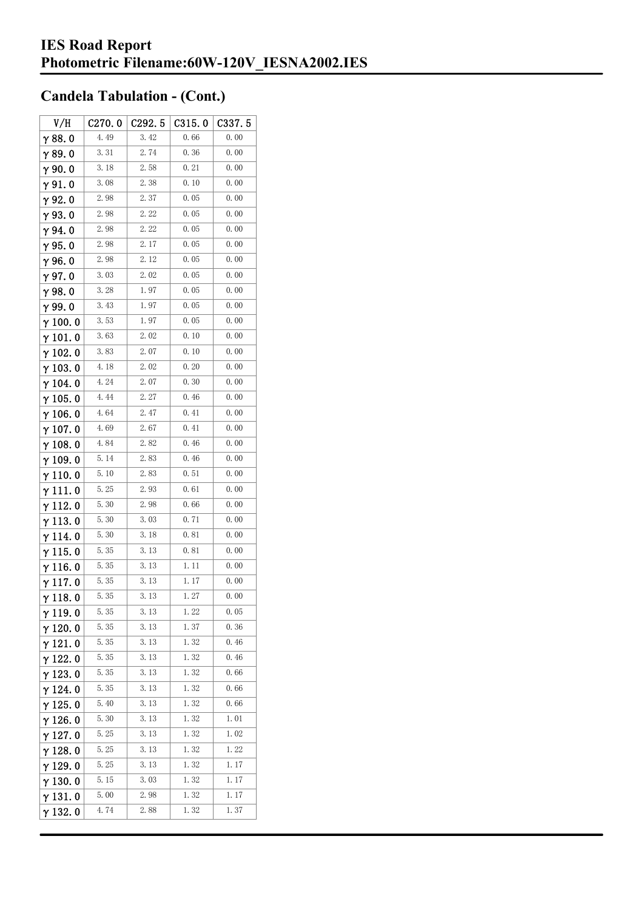# IES Road Report

## Photometric Filename:60W-120V_IESNA2002.IES

## Candela Tabulation - (Cont.)

| V/H | C270.0 | C292.5 | C315.0 | C337.5 |
|---|---|---|---|---|
| γ 88.0 | 4.49 | 3.42 | 0.66 | 0.00 |
| γ 89.0 | 3.31 | 2.74 | 0.36 | 0.00 |
| γ 90.0 | 3.18 | 2.58 | 0.21 | 0.00 |
| γ 91.0 | 3.08 | 2.38 | 0.10 | 0.00 |
| γ 92.0 | 2.98 | 2.37 | 0.05 | 0.00 |
| γ 93.0 | 2.98 | 2.22 | 0.05 | 0.00 |
| γ 94.0 | 2.98 | 2.22 | 0.05 | 0.00 |
| γ 95.0 | 2.98 | 2.17 | 0.05 | 0.00 |
| γ 96.0 | 2.98 | 2.12 | 0.05 | 0.00 |
| γ 97.0 | 3.03 | 2.02 | 0.05 | 0.00 |
| γ 98.0 | 3.28 | 1.97 | 0.05 | 0.00 |
| γ 99.0 | 3.43 | 1.97 | 0.05 | 0.00 |
| γ 100.0 | 3.53 | 1.97 | 0.05 | 0.00 |
| γ 101.0 | 3.63 | 2.02 | 0.10 | 0.00 |
| γ 102.0 | 3.83 | 2.07 | 0.10 | 0.00 |
| γ 103.0 | 4.18 | 2.02 | 0.20 | 0.00 |
| γ 104.0 | 4.24 | 2.07 | 0.30 | 0.00 |
| γ 105.0 | 4.44 | 2.27 | 0.46 | 0.00 |
| γ 106.0 | 4.64 | 2.47 | 0.41 | 0.00 |
| γ 107.0 | 4.69 | 2.67 | 0.41 | 0.00 |
| γ 108.0 | 4.84 | 2.82 | 0.46 | 0.00 |
| γ 109.0 | 5.14 | 2.83 | 0.46 | 0.00 |
| γ 110.0 | 5.10 | 2.83 | 0.51 | 0.00 |
| γ 111.0 | 5.25 | 2.93 | 0.61 | 0.00 |
| γ 112.0 | 5.30 | 2.98 | 0.66 | 0.00 |
| γ 113.0 | 5.30 | 3.03 | 0.71 | 0.00 |
| γ 114.0 | 5.30 | 3.18 | 0.81 | 0.00 |
| γ 115.0 | 5.35 | 3.13 | 0.81 | 0.00 |
| γ 116.0 | 5.35 | 3.13 | 1.11 | 0.00 |
| γ 117.0 | 5.35 | 3.13 | 1.17 | 0.00 |
| γ 118.0 | 5.35 | 3.13 | 1.27 | 0.00 |
| γ 119.0 | 5.35 | 3.13 | 1.22 | 0.05 |
| γ 120.0 | 5.35 | 3.13 | 1.37 | 0.36 |
| γ 121.0 | 5.35 | 3.13 | 1.32 | 0.46 |
| γ 122.0 | 5.35 | 3.13 | 1.32 | 0.46 |
| γ 123.0 | 5.35 | 3.13 | 1.32 | 0.66 |
| γ 124.0 | 5.35 | 3.13 | 1.32 | 0.66 |
| γ 125.0 | 5.40 | 3.13 | 1.32 | 0.66 |
| γ 126.0 | 5.30 | 3.13 | 1.32 | 1.01 |
| γ 127.0 | 5.25 | 3.13 | 1.32 | 1.02 |
| γ 128.0 | 5.25 | 3.13 | 1.32 | 1.22 |
| γ 129.0 | 5.25 | 3.13 | 1.32 | 1.17 |
| γ 130.0 | 5.15 | 3.03 | 1.32 | 1.17 |
| γ 131.0 | 5.00 | 2.98 | 1.32 | 1.17 |
| γ 132.0 | 4.74 | 2.88 | 1.32 | 1.37 |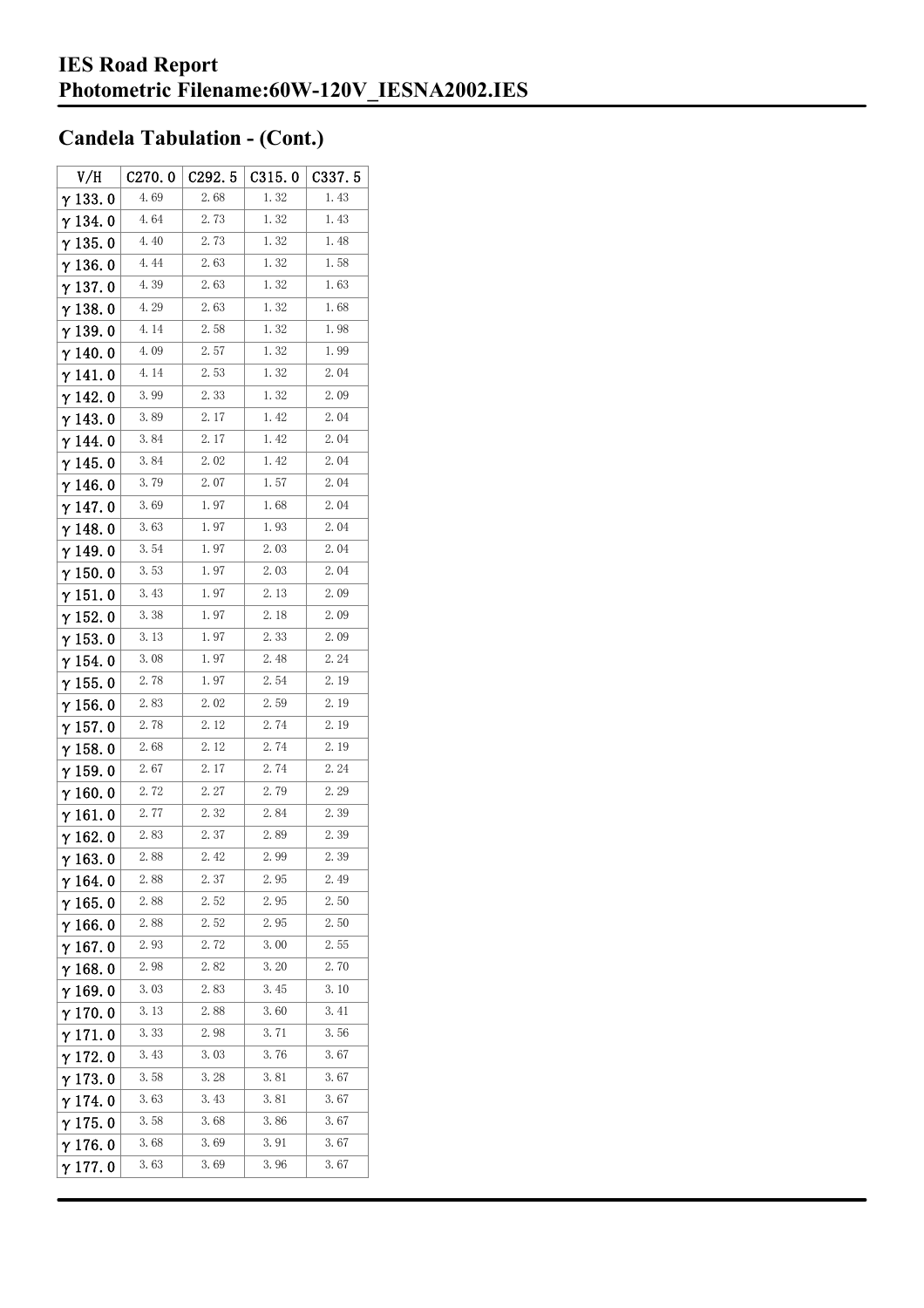## Candela Tabulation - (Cont.)

| V/H | C270.0 | C292.5 | C315.0 | C337.5 |
|---|---|---|---|---|
| γ 133.0 | 4.69 | 2.68 | 1.32 | 1.43 |
| γ 134.0 | 4.64 | 2.73 | 1.32 | 1.43 |
| γ 135.0 | 4.40 | 2.73 | 1.32 | 1.48 |
| γ 136.0 | 4.44 | 2.63 | 1.32 | 1.58 |
| γ 137.0 | 4.39 | 2.63 | 1.32 | 1.63 |
| γ 138.0 | 4.29 | 2.63 | 1.32 | 1.68 |
| γ 139.0 | 4.14 | 2.58 | 1.32 | 1.98 |
| γ 140.0 | 4.09 | 2.57 | 1.32 | 1.99 |
| γ 141.0 | 4.14 | 2.53 | 1.32 | 2.04 |
| γ 142.0 | 3.99 | 2.33 | 1.32 | 2.09 |
| γ 143.0 | 3.89 | 2.17 | 1.42 | 2.04 |
| γ 144.0 | 3.84 | 2.17 | 1.42 | 2.04 |
| γ 145.0 | 3.84 | 2.02 | 1.42 | 2.04 |
| γ 146.0 | 3.79 | 2.07 | 1.57 | 2.04 |
| γ 147.0 | 3.69 | 1.97 | 1.68 | 2.04 |
| γ 148.0 | 3.63 | 1.97 | 1.93 | 2.04 |
| γ 149.0 | 3.54 | 1.97 | 2.03 | 2.04 |
| γ 150.0 | 3.53 | 1.97 | 2.03 | 2.04 |
| γ 151.0 | 3.43 | 1.97 | 2.13 | 2.09 |
| γ 152.0 | 3.38 | 1.97 | 2.18 | 2.09 |
| γ 153.0 | 3.13 | 1.97 | 2.33 | 2.09 |
| γ 154.0 | 3.08 | 1.97 | 2.48 | 2.24 |
| γ 155.0 | 2.78 | 1.97 | 2.54 | 2.19 |
| γ 156.0 | 2.83 | 2.02 | 2.59 | 2.19 |
| γ 157.0 | 2.78 | 2.12 | 2.74 | 2.19 |
| γ 158.0 | 2.68 | 2.12 | 2.74 | 2.19 |
| γ 159.0 | 2.67 | 2.17 | 2.74 | 2.24 |
| γ 160.0 | 2.72 | 2.27 | 2.79 | 2.29 |
| γ 161.0 | 2.77 | 2.32 | 2.84 | 2.39 |
| γ 162.0 | 2.83 | 2.37 | 2.89 | 2.39 |
| γ 163.0 | 2.88 | 2.42 | 2.99 | 2.39 |
| γ 164.0 | 2.88 | 2.37 | 2.95 | 2.49 |
| γ 165.0 | 2.88 | 2.52 | 2.95 | 2.50 |
| γ 166.0 | 2.88 | 2.52 | 2.95 | 2.50 |
| γ 167.0 | 2.93 | 2.72 | 3.00 | 2.55 |
| γ 168.0 | 2.98 | 2.82 | 3.20 | 2.70 |
| γ 169.0 | 3.03 | 2.83 | 3.45 | 3.10 |
| γ 170.0 | 3.13 | 2.88 | 3.60 | 3.41 |
| γ 171.0 | 3.33 | 2.98 | 3.71 | 3.56 |
| γ 172.0 | 3.43 | 3.03 | 3.76 | 3.67 |
| γ 173.0 | 3.58 | 3.28 | 3.81 | 3.67 |
| γ 174.0 | 3.63 | 3.43 | 3.81 | 3.67 |
| γ 175.0 | 3.58 | 3.68 | 3.86 | 3.67 |
| γ 176.0 | 3.68 | 3.69 | 3.91 | 3.67 |
| γ 177.0 | 3.63 | 3.69 | 3.96 | 3.67 |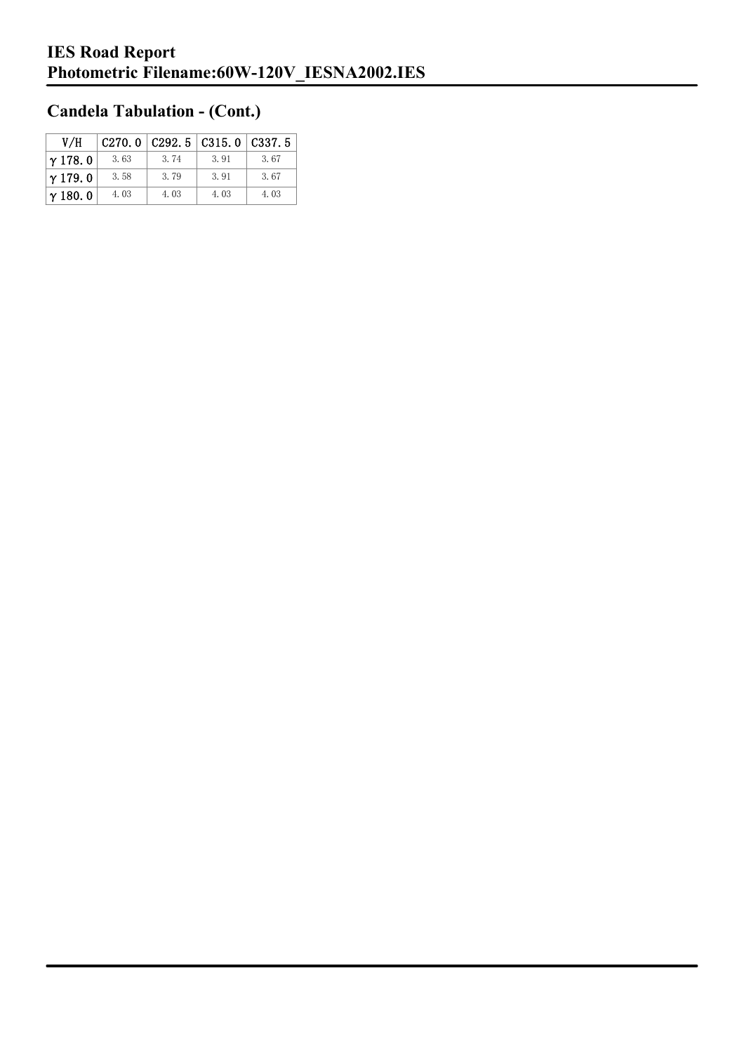## Candela Tabulation - (Cont.)

| V/H | C270.0 | C292.5 | C315.0 | C337.5 |
|---|---|---|---|---|
| γ 178.0 | 3.63 | 3.74 | 3.91 | 3.67 |
| γ 179.0 | 3.58 | 3.79 | 3.91 | 3.67 |
| γ 180.0 | 4.03 | 4.03 | 4.03 | 4.03 |